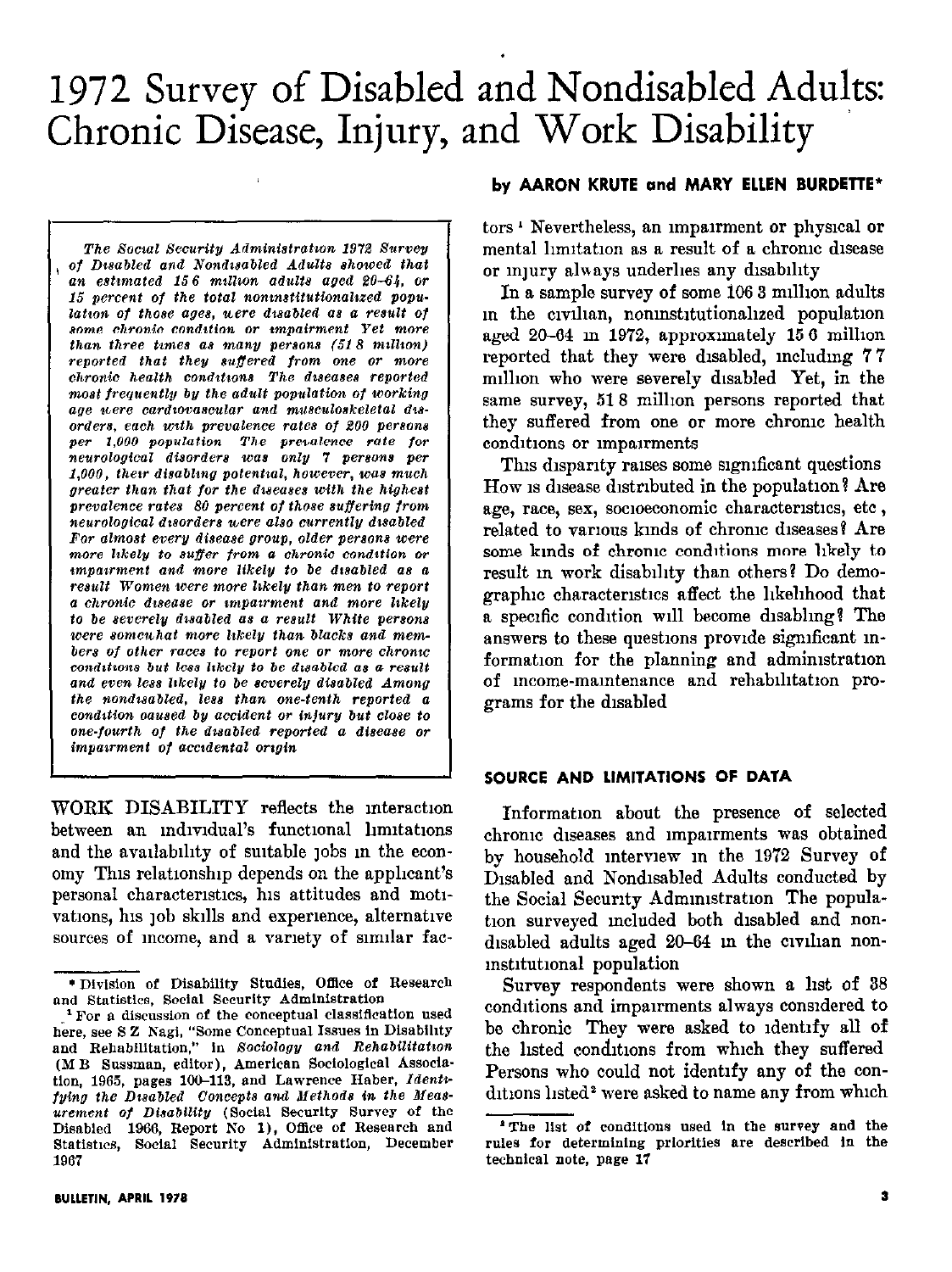# 1972 Survey of Disabled and Nondisabled Adults: Chronic Disease, Injury, and Work Disability

**by AARON KRUTE and MARY ELLEN BURDETTE***

*The Social Security Administration 1972 Survey of Disabled and Nondisabled Adults showed that an estimated 15.6 million adults aged 20–64, or 15 percent of the total noninstitutionalized population of those ages, were disabled as a result of some chronic condition or impairment. Yet more than three times as many persons (51.8 million) reported that they suffered from one or more chronic health conditions. The diseases reported most frequently by the adult population of working age were cardiovascular and musculoskeletal disorders, each with prevalence rates of 200 persons per 1,000 population. The prevalence rate for neurological disorders was only 7 persons per 1,000, their disabling potential, however, was much greater than that for the diseases with the highest prevalence rates. 80 percent of those suffering from neurological disorders were also currently disabled. For almost every disease group, older persons were more likely to suffer from a chronic condition or impairment and more likely to be disabled as a result. Women were more likely than men to report a chronic disease or impairment and more likely to be severely disabled as a result. White persons were somewhat more likely than blacks and members of other races to report one or more chronic conditions but less likely to be disabled as a result and even less likely to be severely disabled. Among the nondisabled, less than one-tenth reported a condition caused by accident or injury but close to one-fourth of the disabled reported a disease or impairment of accidental origin.*

WORK DISABILITY reflects the interaction between an individual's functional limitations and the availability of suitable jobs in the economy. This relationship depends on the applicant's personal characteristics, his attitudes and motivations, his job skills and experience, alternative sources of income, and a variety of similar factors.[1] Nevertheless, an impairment or physical or mental limitation as a result of a chronic disease or injury always underlies any disability.

In a sample survey of some 106.3 million adults in the civilian, noninstitutionalized population aged 20–64 in 1972, approximately 15.6 million reported that they were disabled, including 7.7 million who were severely disabled. Yet, in the same survey, 51.8 million persons reported that they suffered from one or more chronic health conditions or impairments.

This disparity raises some significant questions. How is disease distributed in the population? Are age, race, sex, socioeconomic characteristics, etc., related to various kinds of chronic diseases? Are some kinds of chronic conditions more likely to result in work disability than others? Do demographic characteristics affect the likelihood that a specific condition will become disabling? The answers to these questions provide significant information for the planning and administration of income-maintenance and rehabilitation programs for the disabled.

## SOURCE AND LIMITATIONS OF DATA

Information about the presence of selected chronic diseases and impairments was obtained by household interview in the 1972 Survey of Disabled and Nondisabled Adults conducted by the Social Security Administration. The population surveyed included both disabled and nondisabled adults aged 20–64 in the civilian noninstitutional population.

Survey respondents were shown a list of 38 conditions and impairments always considered to be chronic. They were asked to identify all of the listed conditions from which they suffered. Persons who could not identify any of the conditions listed[2] were asked to name any from which

---

\* Division of Disability Studies, Office of Research and Statistics, Social Security Administration.

[1] For a discussion of the conceptual classification used here, see S. Z. Nagi, "Some Conceptual Issues in Disability and Rehabilitation," in *Sociology and Rehabilitation* (M. B. Sussman, editor), American Sociological Association, 1965, pages 100–113, and Lawrence Haber, *Identifying the Disabled: Concepts and Methods in the Measurement of Disability* (Social Security Survey of the Disabled: 1966, Report No. 1), Office of Research and Statistics, Social Security Administration, December 1967.

[2] The list of conditions used in the survey and the rules for determining priorities are described in the technical note, page 17.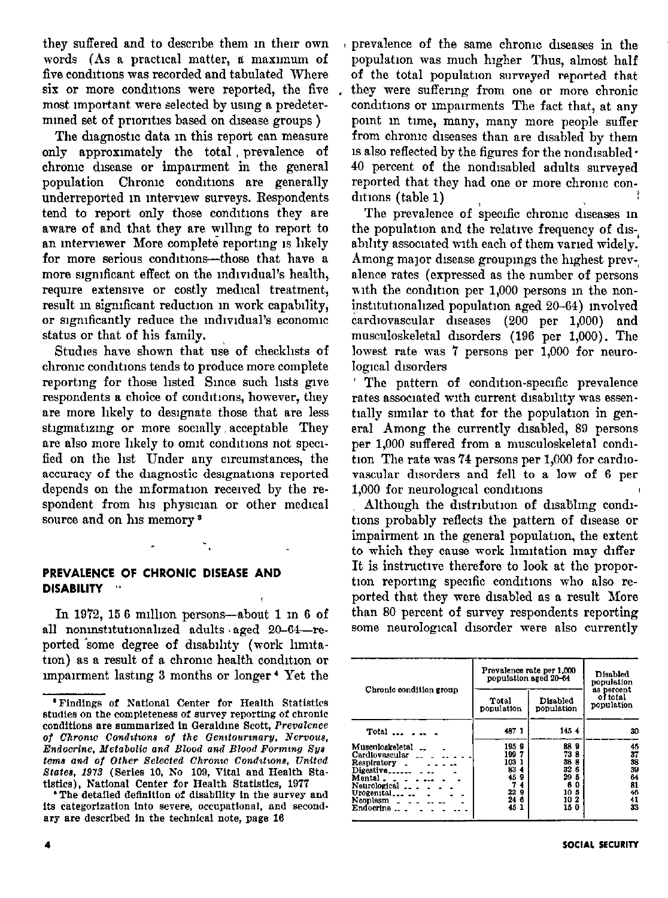they suffered and to describe them in their own words (As a practical matter, a maximum of five conditions was recorded and tabulated Where six or more conditions were reported, the five most important were selected by using a predetermined set of priorities based on disease groups )

The diagnostic data in this report can measure only approximately the total prevalence of chronic disease or impairment in the general population Chronic conditions are generally underreported in interview surveys. Respondents tend to report only those conditions they are aware of and that they are willing to report to an interviewer More complete reporting is likely for more serious conditions—those that have a more significant effect on the individual's health, require extensive or costly medical treatment, result in significant reduction in work capability, or significantly reduce the individual's economic status or that of his family.

Studies have shown that use of checklists of chronic conditions tends to produce more complete reporting for those listed Since such lists give respondents a choice of conditions, however, they are more likely to designate those that are less stigmatizing or more socially acceptable They are also more likely to omit conditions not specified on the list Under any circumstances, the accuracy of the diagnostic designations reported depends on the information received by the respondent from his physician or other medical source and on his memory [3]

## PREVALENCE OF CHRONIC DISEASE AND DISABILITY

In 1972, 15 6 million persons—about 1 in 6 of all noninstitutionalized adults aged 20–64—reported some degree of disability (work limitation) as a result of a chronic health condition or impairment lasting 3 months or longer [4] Yet the prevalence of the same chronic diseases in the population was much higher Thus, almost half of the total population surveyed reported that they were suffering from one or more chronic conditions or impairments The fact that, at any point in time, many, many more people suffer from chronic diseases than are disabled by them is also reflected by the figures for the nondisabled · 40 percent of the nondisabled adults surveyed reported that they had one or more chronic conditions (table 1)

The prevalence of specific chronic diseases in the population and the relative frequency of disability associated with each of them varied widely. Among major disease groupings the highest prevalence rates (expressed as the number of persons with the condition per 1,000 persons in the noninstitutionalized population aged 20–64) involved cardiovascular diseases (200 per 1,000) and musculoskeletal disorders (196 per 1,000). The lowest rate was 7 persons per 1,000 for neurological disorders

The pattern of condition-specific prevalence rates associated with current disability was essentially similar to that for the population in general Among the currently disabled, 89 persons per 1,000 suffered from a musculoskeletal condition The rate was 74 persons per 1,000 for cardiovascular disorders and fell to a low of 6 per 1,000 for neurological conditions

Although the distribution of disabling conditions probably reflects the pattern of disease or impairment in the general population, the extent to which they cause work limitation may differ It is instructive therefore to look at the proportion reporting specific conditions who also reported that they were disabled as a result More than 80 percent of survey respondents reporting some neurological disorder were also currently

| Chronic condition group | Prevalence rate per 1,000 population aged 20–64 | | Disabled population as percent of total population |
|---|---|---|---|
| | Total population | Disabled population | |
| Total | 487 1 | 145 4 | 30 |
| Musculoskeletal | 195 9 | 88 9 | 45 |
| Cardiovascular | 199 7 | 73 8 | 37 |
| Respiratory | 103 1 | 38 8 | 38 |
| Digestive | 83 4 | 32 6 | 39 |
| Mental | 45 9 | 29 5 | 64 |
| Neurological | 7 4 | 6 0 | 81 |
| Urogenital | 22 9 | 10 5 | 46 |
| Neoplasm | 24 6 | 10 2 | 41 |
| Endocrine | 45 1 | 15 0 | 33 |

[3] Findings of National Center for Health Statistics studies on the completeness of survey reporting of chronic conditions are summarized in Geraldine Scott, *Prevalence of Chronic Conditions of the Genitourinary, Nervous, Endocrine, Metabolic and Blood and Blood Forming Systems and of Other Selected Chronic Conditions, United States, 1973* (Series 10, No 109, Vital and Health Statistics), National Center for Health Statistics, 1977

[4] The detailed definition of disability in the survey and its categorization into severe, occupational, and secondary are described in the technical note, page 16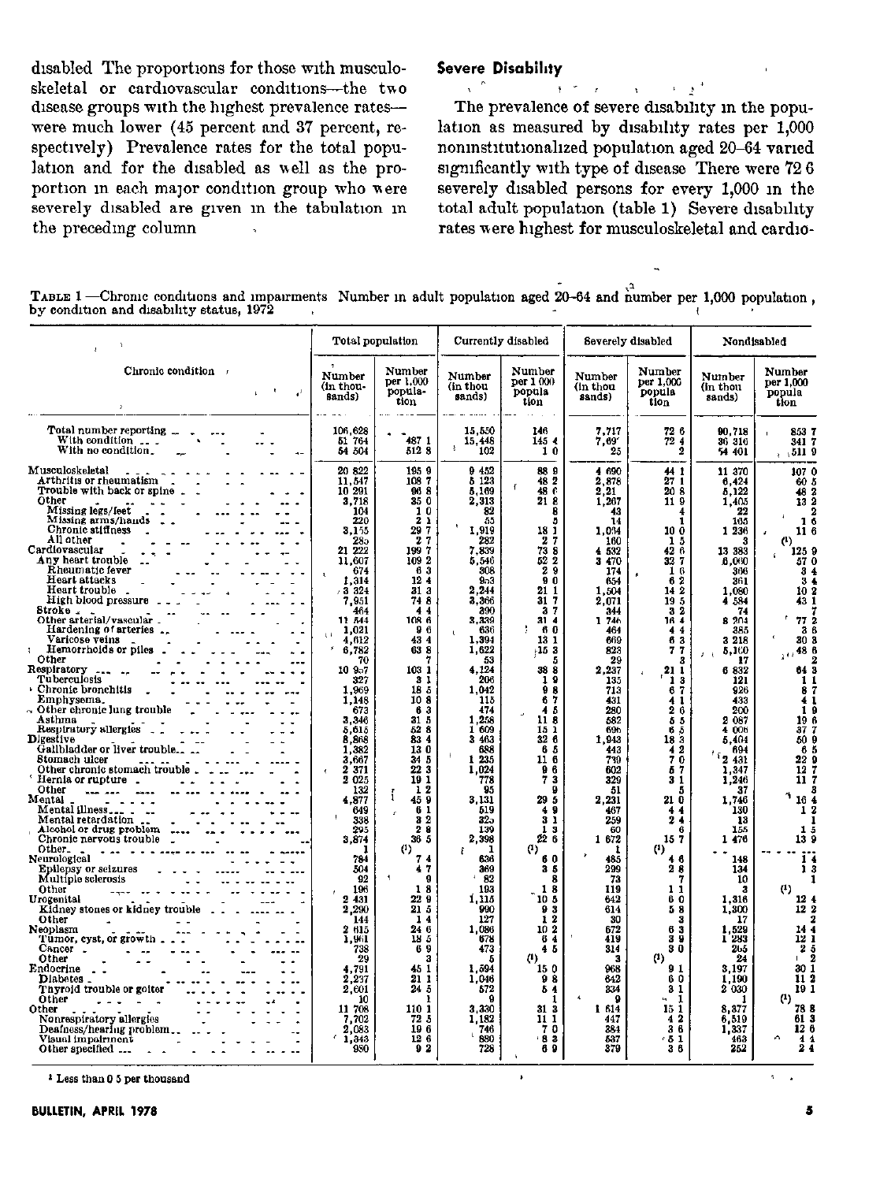disabled The proportions for those with musculoskeletal or cardiovascular conditions—the two disease groups with the highest prevalence rates—were much lower (45 percent and 37 percent, respectively) Prevalence rates for the total population and for the disabled as well as the proportion in each major condition group who were severely disabled are given in the tabulation in the preceding column

## Severe Disability

The prevalence of severe disability in the population as measured by disability rates per 1,000 noninstitutionalized population aged 20–64 varied significantly with type of disease There were 72 6 severely disabled persons for every 1,000 in the total adult population (table 1) Severe disability rates were highest for musculoskeletal and cardio-

TABLE 1—Chronic conditions and impairments Number in adult population aged 20–64 and number per 1,000 population, by condition and disability status, 1972

| Chronic condition | Total population | | Currently disabled | | Severely disabled | | Nondisabled | |
|---|---|---|---|---|---|---|---|---|
| | Number (in thousands) | Number per 1,000 population | Number (in thousands) | Number per 1,000 population | Number (in thousands) | Number per 1,000 population | Number (in thousands) | Number per 1,000 population |
| Total number reporting | 106,628 | | 15,550 | 146 | 7,717 | 72 6 | 90,718 | 853 7 |
| With condition | 51 764 | 487 1 | 15,448 | 145 4 | 7,692 | 72 4 | 36 316 | 341 7 |
| With no condition | 54 504 | 512 8 | 102 | 1 0 | 25 | 2 | 54 401 | 511 9 |
| Musculoskeletal | 20 822 | 195 9 | 9 452 | 88 9 | 4 690 | 44 1 | 11 370 | 107 0 |
| Arthritis or rheumatism | 11,547 | 108 7 | 5 123 | 48 2 | 2,878 | 27 1 | 6,424 | 60 5 |
| Trouble with back or spine | 10 291 | 96 8 | 5,169 | 48 6 | 2,21 | 20 8 | 5,122 | 48 2 |
| Other | 3,718 | 35 0 | 2,313 | 21 8 | 1,267 | 11 9 | 1,405 | 13 2 |
| Missing legs/feet | 104 | 1 0 | 82 | 8 | 43 | 4 | 22 | 2 |
| Missing arms/hands | 220 | 2 1 | 55 | 5 | 14 | 1 | 165 | 1 6 |
| Chronic stiffness | 3,155 | 29 7 | 1,919 | 18 1 | 1,064 | 10 0 | 1 236 | 11 6 |
| All other | 285 | 2 7 | 282 | 2 7 | 160 | 1 5 | 3 | (1) |
| Cardiovascular | 21 222 | 199 7 | 7,839 | 73 8 | 4 532 | 42 6 | 13 383 | 125 9 |
| Any heart trouble | 11,607 | 109 2 | 5,546 | 52 2 | 3 470 | 32 7 | 6,060 | 57 0 |
| Rheumatic fever | 674 | 6 3 | 308 | 2 9 | 174 | 1 6 | 366 | 3 4 |
| Heart attacks | 1,314 | 12 4 | 953 | 9 0 | 654 | 6 2 | 361 | 3 4 |
| Heart trouble | 3 324 | 31 3 | 2,244 | 21 1 | 1,504 | 14 2 | 1,080 | 10 2 |
| High blood pressure | 7,951 | 74 8 | 3,366 | 31 7 | 2,071 | 19 5 | 4 584 | 43 1 |
| Stroke | 464 | 4 4 | 390 | 3 7 | 344 | 3 2 | 74 | 7 |
| Other arterial/vascular | 11 544 | 108 6 | 3,339 | 31 4 | 1 746 | 16 4 | 8 204 | 77 2 |
| Hardening of arteries | 1,021 | 9 6 | 636 | 6 0 | 464 | 4 4 | 385 | 3 6 |
| Varicose veins | 4,612 | 43 4 | 1,394 | 13 1 | 669 | 6 3 | 3 218 | 30 3 |
| Hemorrhoids or piles | 6,782 | 63 8 | 1,622 | 15 3 | 823 | 7 7 | 5,160 | 48 6 |
| Other | 70 | 7 | 53 | 5 | 29 | 3 | 17 | 2 |
| Respiratory | 10 957 | 103 1 | 4,124 | 38 8 | 2,237 | 21 1 | 6 832 | 64 3 |
| Tuberculosis | 327 | 3 1 | 206 | 1 9 | 135 | 1 3 | 121 | 1 1 |
| Chronic bronchitis | 1,969 | 18 5 | 1,042 | 9 8 | 713 | 6 7 | 926 | 8 7 |
| Emphysema | 1,148 | 10 8 | 715 | 6 7 | 431 | 4 1 | 433 | 4 1 |
| Other chronic lung trouble | 673 | 6 3 | 474 | 4 5 | 280 | 2 6 | 200 | 1 9 |
| Asthma | 3,346 | 31 5 | 1,258 | 11 8 | 582 | 5 5 | 2 087 | 19 6 |
| Respiratory allergies | 5,615 | 52 8 | 1 609 | 15 1 | 696 | 6 5 | 4 006 | 37 7 |
| Digestive | 8,868 | 83 4 | 3 463 | 32 6 | 1,943 | 18 3 | 5,404 | 50 9 |
| Gallbladder or liver trouble | 1,382 | 13 0 | 688 | 6 5 | 448 | 4 2 | 694 | 6 5 |
| Stomach ulcer | 3,667 | 34 5 | 1 235 | 11 6 | 739 | 7 0 | 2,431 | 22 9 |
| Other chronic stomach trouble | 2 371 | 22 3 | 1,024 | 9 6 | 602 | 5 7 | 1,347 | 12 7 |
| Hernia or rupture | 2 025 | 19 1 | 778 | 7 3 | 329 | 3 1 | 1,246 | 11 7 |
| Other | 132 | 1 2 | 95 | 9 | 51 | 5 | 37 | 3 |
| Mental | 4,877 | 45 9 | 3,131 | 29 5 | 2,231 | 21 0 | 1,746 | 16 4 |
| Mental illness | 649 | 6 1 | 519 | 4 9 | 467 | 4 4 | 130 | 1 2 |
| Mental retardation | 338 | 3 2 | 325 | 3 1 | 259 | 2 4 | 13 | 1 |
| Alcohol or drug problem | 295 | 2 8 | 139 | 1 3 | 60 | 6 | 155 | 1 5 |
| Chronic nervous trouble | 3,874 | 36 5 | 2,398 | 22 6 | 1 672 | 15 7 | 1 476 | 13 9 |
| Other | 1 | (1) | 1 | (1) | 1 | (1) | | |
| Neurological | 784 | 7 4 | 636 | 6 0 | 485 | 4 6 | 148 | 1 4 |
| Epilepsy or seizures | 504 | 4 7 | 369 | 3 5 | 299 | 2 8 | 134 | 1 3 |
| Multiple sclerosis | 92 | 9 | 82 | 8 | 73 | 7 | 10 | 1 |
| Other | 196 | 1 8 | 193 | 1 8 | 119 | 1 1 | 3 | (1) |
| Urogenital | 2 431 | 22 9 | 1,115 | 10 5 | 642 | 6 0 | 1,316 | 12 4 |
| Kidney stones or kidney trouble | 2,290 | 21 5 | 990 | 9 3 | 614 | 5 8 | 1,300 | 12 2 |
| Other | 144 | 1 4 | 127 | 1 2 | 30 | 3 | 17 | 2 |
| Neoplasm | 2 615 | 24 6 | 1,086 | 10 2 | 672 | 6 3 | 1,529 | 14 4 |
| Tumor, cyst, or growth | 1,961 | 18 5 | 678 | 6 4 | 419 | 3 9 | 1 283 | 12 1 |
| Cancer | 738 | 6 9 | 473 | 4 5 | 314 | 3 0 | 265 | 2 5 |
| Other | 29 | 3 | 5 | (1) | 3 | (1) | 24 | 2 |
| Endocrine | 4,791 | 45 1 | 1,594 | 15 0 | 968 | 9 1 | 3,197 | 30 1 |
| Diabetes | 2,237 | 21 1 | 1,046 | 9 8 | 642 | 6 0 | 1,190 | 11 2 |
| Thyroid trouble or goiter | 2,601 | 24 5 | 572 | 5 4 | 334 | 3 1 | 2 030 | 19 1 |
| Other | 10 | 1 | 9 | 1 | 9 | 1 | 1 | (1) |
| Other | 11 708 | 110 1 | 3,330 | 31 3 | 1 614 | 15 1 | 8,377 | 78 8 |
| Nonrespiratory allergies | 7,702 | 72 5 | 1,182 | 11 1 | 447 | 4 2 | 6,519 | 61 3 |
| Deafness/hearing problem | 2,083 | 19 6 | 746 | 7 0 | 384 | 3 6 | 1,337 | 12 6 |
| Visual impairment | 1,343 | 12 6 | 880 | 8 3 | 537 | 5 1 | 463 | 4 4 |
| Other specified | 980 | 9 2 | 728 | 6 9 | 379 | 3 6 | 252 | 2 4 |

[1] Less than 0 5 per thousand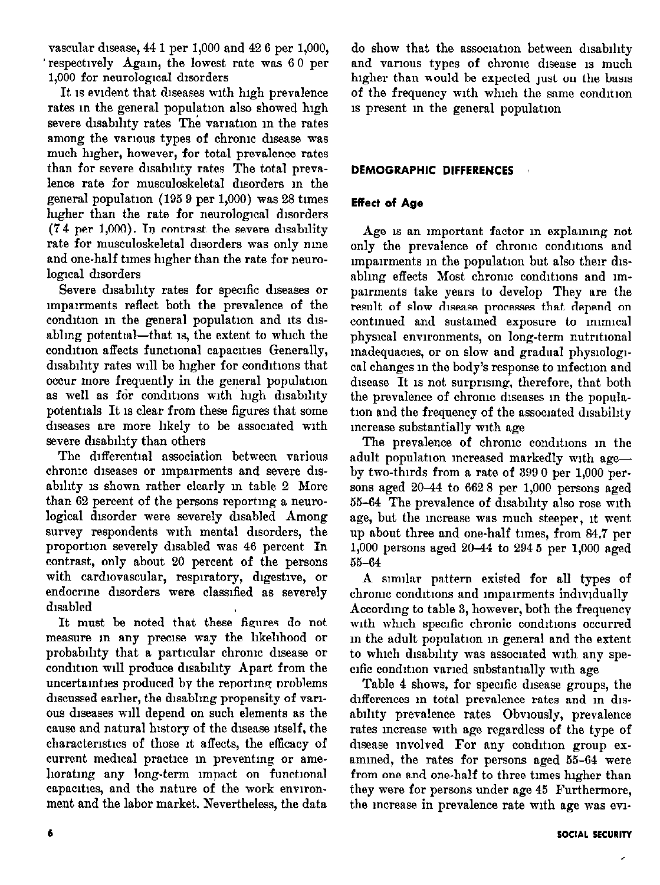vascular disease, 44.1 per 1,000 and 42.6 per 1,000, respectively. Again, the lowest rate was 6.0 per 1,000 for neurological disorders.

It is evident that diseases with high prevalence rates in the general population also showed high severe disability rates. The variation in the rates among the various types of chronic disease was much higher, however, for total prevalence rates than for severe disability rates. The total prevalence rate for musculoskeletal disorders in the general population (195.9 per 1,000) was 28 times higher than the rate for neurological disorders (7.4 per 1,000). In contrast, the severe disability rate for musculoskeletal disorders was only nine and one-half times higher than the rate for neurological disorders.

Severe disability rates for specific diseases or impairments reflect both the prevalence of the condition in the general population and its disabling potential—that is, the extent to which the condition affects functional capacities. Generally, disability rates will be higher for conditions that occur more frequently in the general population as well as for conditions with high disability potentials. It is clear from these figures that some diseases are more likely to be associated with severe disability than others.

The differential association between various chronic diseases or impairments and severe disability is shown rather clearly in table 2. More than 62 percent of the persons reporting a neurological disorder were severely disabled. Among survey respondents with mental disorders, the proportion severely disabled was 46 percent. In contrast, only about 20 percent of the persons with cardiovascular, respiratory, digestive, or endocrine disorders were classified as severely disabled.

It must be noted that these figures do not measure in any precise way the likelihood or probability that a particular chronic disease or condition will produce disability. Apart from the uncertainties produced by the reporting problems discussed earlier, the disabling propensity of various diseases will depend on such elements as the cause and natural history of the disease itself, the characteristics of those it affects, the efficacy of current medical practice in preventing or ameliorating any long-term impact on functional capacities, and the nature of the work environment and the labor market. Nevertheless, the data do show that the association between disability and various types of chronic disease is much higher than would be expected just on the basis of the frequency with which the same condition is present in the general population.

## DEMOGRAPHIC DIFFERENCES

### Effect of Age

Age is an important factor in explaining not only the prevalence of chronic conditions and impairments in the population but also their disabling effects. Most chronic conditions and impairments take years to develop. They are the result of slow disease processes that depend on continued and sustained exposure to inimical physical environments, on long-term nutritional inadequacies, or on slow and gradual physiological changes in the body's response to infection and disease. It is not surprising, therefore, that both the prevalence of chronic diseases in the population and the frequency of the associated disability increase substantially with age.

The prevalence of chronic conditions in the adult population increased markedly with age—by two-thirds from a rate of 399.0 per 1,000 persons aged 20–44 to 662.8 per 1,000 persons aged 55–64. The prevalence of disability also rose with age, but the increase was much steeper; it went up about three and one-half times, from 84.7 per 1,000 persons aged 20–44 to 294.5 per 1,000 aged 55–64.

A similar pattern existed for all types of chronic conditions and impairments individually. According to table 3, however, both the frequency with which specific chronic conditions occurred in the adult population in general and the extent to which disability was associated with any specific condition varied substantially with age.

Table 4 shows, for specific disease groups, the differences in total prevalence rates and in disability prevalence rates. Obviously, prevalence rates increase with age regardless of the type of disease involved. For any condition group examined, the rates for persons aged 55–64 were from one and one-half to three times higher than they were for persons under age 45. Furthermore, the increase in prevalence rate with age was evi-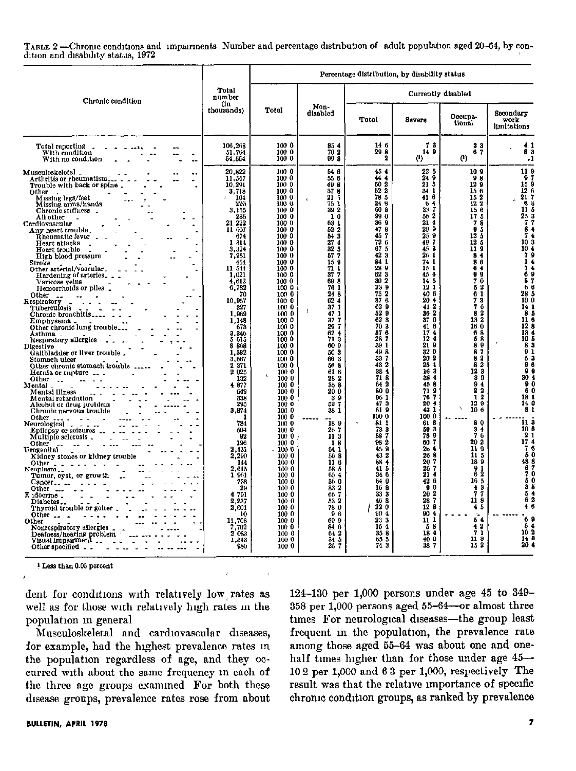TABLE 2.—Chronic conditions and impairments Number and percentage distribution of adult population aged 20–64, by condition and disability status, 1972

| Chronic condition | Total number (in thousands) | Percentage distribution, by disability status | | | | | |
|---|---|---|---|---|---|---|---|
| | | Total | Non-disabled | Currently disabled | | | |
| | | | | Total | Severe | Occupational | Secondary work limitations |
| Total reporting | 106,268 | 100.0 | 85.4 | 14.6 | 7.3 | 3.3 | 4.1 |
| With condition | 51,764 | 100.0 | 70.2 | 29.8 | 14.9 | 6.7 | 8.3 |
| With no condition | 54,564 | 100.0 | 99.8 | .2 | (1) | (1) | .1 |
| Musculoskeletal | 20,822 | 100.0 | 54.6 | 45.4 | 22.5 | 10.9 | 11.9 |
| Arthritis or rheumatism | 11,547 | 100.0 | 55.6 | 44.4 | 24.9 | 9.8 | 9.7 |
| Trouble with back or spine | 10,291 | 100.0 | 49.8 | 50.2 | 21.5 | 12.9 | 15.9 |
| Other | 3,718 | 100.0 | 37.8 | 62.2 | 34.1 | 15.6 | 12.6 |
| Missing legs/feet | 104 | 100.0 | 21.5 | 78.5 | 41.6 | 15.2 | 21.7 |
| Missing arms/hands | 226 | 100.0 | 75.1 | 24.9 | 6.4 | 12.2 | 6.3 |
| Chronic stiffness | 3,155 | 100.0 | 39.2 | 60.8 | 33.7 | 15.6 | 11.5 |
| All other | 285 | 100.0 | 1.0 | 99.0 | 56.2 | 17.5 | 25.3 |
| Cardiovascular | 21,222 | 100.0 | 63.1 | 36.9 | 21.4 | 7.8 | 7.7 |
| Any heart trouble | 11,607 | 100.0 | 52.2 | 47.8 | 29.9 | 9.5 | 8.4 |
| Rheumatic fever | 674 | 100.0 | 54.3 | 45.7 | 25.9 | 12.5 | 7.4 |
| Heart attacks | 1,314 | 100.0 | 27.4 | 72.6 | 49.7 | 12.5 | 10.3 |
| Heart trouble | 3,324 | 100.0 | 32.5 | 67.5 | 45.3 | 11.9 | 10.4 |
| High blood pressure | 7,951 | 100.0 | 57.7 | 42.3 | 26.1 | 8.4 | 7.9 |
| Stroke | 464 | 100.0 | 15.9 | 84.1 | 74.1 | 8.6 | 1.4 |
| Other arterial/vascular | 11,511 | 100.0 | 71.1 | 28.9 | 15.1 | 6.4 | 7.4 |
| Hardening of arteries | 1,021 | 100.0 | 37.7 | 62.3 | 45.4 | 9.9 | 6.9 |
| Varicose veins | 4,612 | 100.0 | 69.8 | 30.2 | 14.5 | 7.0 | 8.7 |
| Hemorrhoids or piles | 6,782 | 100.0 | 76.1 | 23.9 | 12.1 | 5.2 | 6.6 |
| Other | 70 | 100.0 | 24.8 | 75.2 | 40.6 | 6.1 | 28.5 |
| Respiratory | 10,957 | 100.0 | 62.4 | 37.6 | 20.4 | 7.3 | 10.0 |
| Tuberculosis | 327 | 100.0 | 37.1 | 62.9 | 41.2 | 7.6 | 14.1 |
| Chronic bronchitis | 1,969 | 100.0 | 47.1 | 52.9 | 36.2 | 8.2 | 8.5 |
| Emphysema | 1,148 | 100.0 | 37.7 | 62.3 | 37.6 | 13.2 | 11.6 |
| Other chronic lung trouble | 673 | 100.0 | 29.7 | 70.3 | 41.6 | 16.0 | 12.8 |
| Asthma | 3,346 | 100.0 | 62.4 | 37.6 | 17.4 | 6.8 | 13.4 |
| Respiratory allergies | 5,615 | 100.0 | 71.3 | 28.7 | 12.4 | 5.8 | 10.5 |
| Digestive | 8,868 | 100.0 | 60.9 | 39.1 | 21.9 | 8.9 | 8.3 |
| Gallbladder or liver trouble | 1,382 | 100.0 | 50.2 | 49.8 | 32.0 | 8.7 | 9.1 |
| Stomach ulcer | 3,667 | 100.0 | 66.3 | 33.7 | 20.2 | 8.2 | 5.3 |
| Other chronic stomach trouble | 2,371 | 100.0 | 56.8 | 43.2 | 25.4 | 8.2 | 9.6 |
| Hernia or rupture | 2,025 | 100.0 | 61.6 | 38.4 | 16.3 | 12.3 | 9.9 |
| Other | 132 | 100.0 | 28.2 | 71.8 | 38.4 | 3.0 | 30.4 |
| Mental | 4,877 | 100.0 | 35.8 | 64.2 | 45.8 | 9.4 | 9.0 |
| Mental illness | 649 | 100.0 | 20.0 | 80.0 | 71.9 | 2.2 | 6.0 |
| Mental retardation | 338 | 100.0 | 3.9 | 96.1 | 76.7 | 1.2 | 18.1 |
| Alcohol or drug problem | 295 | 100.0 | 52.7 | 47.3 | 20.4 | 12.9 | 14.0 |
| Chronic nervous trouble | 3,874 | 100.0 | 38.1 | 61.9 | 43.1 | 10.6 | 8.1 |
| Other | 1 | 100.0 | ----- | 100.0 | 100.0 | ----- | ----- |
| Neurological | 784 | 100.0 | 18.9 | 81.1 | 61.8 | 8.0 | 11.3 |
| Epilepsy or seizures | 504 | 100.0 | 26.7 | 73.3 | 59.3 | 3.4 | 10.6 |
| Multiple sclerosis | 92 | 100.0 | 11.3 | 88.7 | 78.9 | 7.6 | 2.1 |
| Other | 196 | 100.0 | 1.8 | 98.2 | 60.7 | 20.2 | 17.4 |
| Urogenital | 2,431 | 100.0 | 54.1 | 45.9 | 26.4 | 11.9 | 7.6 |
| Kidney stones or kidney trouble | 2,290 | 100.0 | 56.8 | 43.2 | 26.8 | 11.5 | 5.0 |
| Other | 144 | 100.0 | 11.6 | 88.4 | 20.7 | 18.9 | 48.8 |
| Neoplasm | 2,615 | 100.0 | 58.5 | 41.5 | 25.7 | 9.1 | 6.7 |
| Tumor, cyst, or growth | 1,961 | 100.0 | 65.4 | 34.6 | 21.4 | 6.2 | 7.0 |
| Cancer | 738 | 100.0 | 36.0 | 64.0 | 42.6 | 16.5 | 5.0 |
| Other | 29 | 100.0 | 83.2 | 16.8 | 9.0 | 4.3 | 3.5 |
| Endocrine | 4,791 | 100.0 | 66.7 | 33.3 | 20.2 | 7.7 | 5.4 |
| Diabetes | 2,237 | 100.0 | 53.2 | 46.8 | 28.7 | 11.8 | 6.2 |
| Thyroid trouble or goiter | 2,601 | 100.0 | 78.0 | 22.0 | 12.8 | 4.5 | 4.6 |
| Other | 10 | 100.0 | 9.6 | 90.4 | 90.4 | ----- | ----- |
| Other | 11,708 | 100.0 | 69.9 | 23.3 | 11.1 | 5.4 | 6.9 |
| Nonrespiratory allergies | 7,702 | 100.0 | 84.6 | 15.4 | 5.8 | 4.2 | 5.4 |
| Deafness/hearing problem | 2,083 | 100.0 | 64.2 | 35.8 | 18.4 | 7.1 | 10.2 |
| Visual impairment | 1,343 | 100.0 | 34.5 | 65.5 | 40.0 | 11.3 | 14.3 |
| Other specified | 980 | 100.0 | 25.7 | 74.3 | 38.7 | 15.2 | 20.4 |

[1] Less than 0.05 percent

dent for conditions with relatively low rates as well as for those with relatively high rates in the population in general

Musculoskeletal and cardiovascular diseases, for example, had the highest prevalence rates in the population regardless of age, and they occurred with about the same frequency in each of the three age groups examined For both these disease groups, prevalence rates rose from about 124–130 per 1,000 persons under age 45 to 349–358 per 1,000 persons aged 55–64—or almost three times For neurological diseases—the group least frequent in the population, the prevalence rate among those aged 55–64 was about one and one-half times higher than for those under age 45—10.2 per 1,000 and 6.3 per 1,000, respectively The result was that the relative importance of specific chronic condition groups, as ranked by prevalence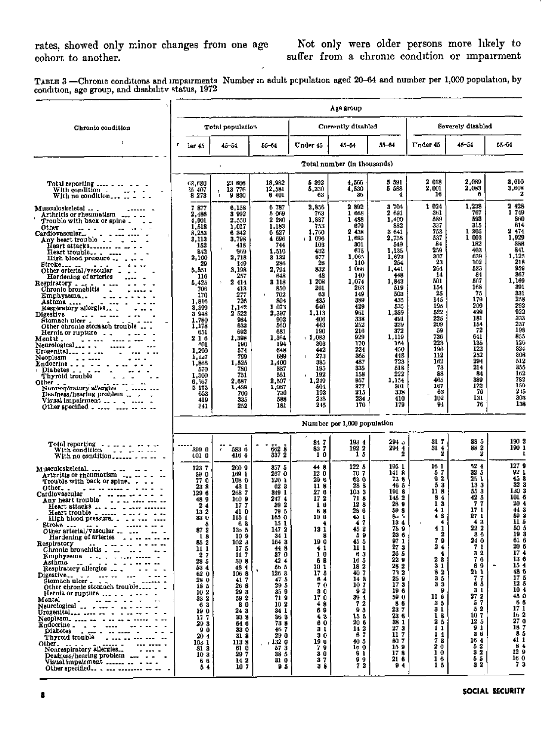rates, showed only minor changes from one age cohort to another.

Not only were older persons more likely to suffer from a chronic condition or impairment

TABLE 3 —Chronic conditions and impairments Number in adult population aged 20–64 and number per 1,000 population, by condition, age group, and disability status, 1972

| Chronic condition | Total population | | | Currently disabled | | | Severely disabled | | |
|---|---|---|---|---|---|---|---|---|---|
| | Under 45 | 45–54 | 55–64 | Under 45 | 45–54 | 55–64 | Under 45 | 45–54 | 55–64 |
| | **Total number (in thousands)** | | | | | | | | |
| Total reporting | 63,680 | 23 606 | 18,982 | 5 392 | 4,566 | 5 591 | 2 018 | 2,089 | 3,610 |
| With condition | 55 407 | 13 776 | 12,581 | 5,330 | 4,530 | 5 588 | 2,001 | 2,083 | 3,608 |
| With no condition | 8 273 | 9 830 | 6 401 | 63 | 36 | 4 | 16 | 6 | 2 |
| Musculoskeletal | 7 877 | 6,158 | 6 787 | 2,856 | 2 892 | 3 704 | 1 024 | 1,238 | 2 428 |
| Arthritis or rheumatism | 2,486 | 3 992 | 5 069 | 763 | 1 668 | 2 691 | 361 | 767 | 1 749 |
| Trouble with back or spine | 4,901 | 2,550 | 2 280 | 1,887 | 1 488 | 1,400 | 589 | 593 | 860 |
| Other | 1,518 | 1,017 | 1,183 | 753 | 679 | 882 | 337 | 315 | 614 |
| Cardiovascular | 8,253 | 6 342 | 6 627 | 1,760 | 2 438 | 3 641 | 753 | 1 305 | 2 474 |
| Any heart trouble | 3,113 | 3,798 | 4 696 | 1 096 | 1,695 | 2,756 | 537 | 1 003 | 1,929 |
| Heart attacks | 152 | 418 | 744 | 103 | 301 | 549 | 84 | 182 | 388 |
| Heart trouble | 842 | 969 | 1,510 | 432 | 675 | 1,135 | 259 | 403 | 841 |
| High blood pressure | 2,100 | 2,718 | 3 132 | 677 | 1,065 | 1,623 | 307 | 639 | 1,125 |
| Stroke | 29 | 149 | 286 | 26 | 110 | 254 | 23 | 102 | 218 |
| Other arterial/vascular | 5,551 | 3,198 | 2,794 | 832 | 1 066 | 1,441 | 264 | 523 | 959 |
| Hardening of arteries | 116 | 257 | 648 | 48 | 140 | 448 | 14 | 84 | 367 |
| Respiratory | 5,425 | 2 414 | 3 118 | 1 208 | 1,074 | 1,843 | 501 | 567 | 1,169 |
| Chronic bronchitis | 706 | 413 | 850 | 261 | 263 | 519 | 154 | 168 | 391 |
| Emphysema | 170 | 277 | 702 | 63 | 149 | 503 | 25 | 75 | 331 |
| Asthma | 1,816 | 726 | 804 | 435 | 389 | 435 | 145 | 179 | 258 |
| Respiratory allergies | 3,399 | 1,142 | 1 073 | 646 | 429 | 535 | 195 | 209 | 292 |
| Digestive | 3 948 | 2 522 | 2,397 | 1,113 | 961 | 1,389 | 522 | 499 | 922 |
| Stomach ulcer | 1,780 | 984 | 902 | 406 | 338 | 491 | 225 | 181 | 333 |
| Other chronic stomach trouble | 1,178 | 633 | 560 | 443 | 252 | 329 | 209 | 154 | 237 |
| Hernia or rupture | 651 | 692 | 681 | 190 | 216 | 372 | 59 | 72 | 198 |
| Mental | 2 1 6 | 1,398 | 1,364 | 1,083 | 929 | 1,119 | 736 | 641 | 855 |
| Neurological | 401 | 190 | 194 | 303 | 170 | 164 | 223 | 135 | 126 |
| Urogenital | 1,209 | 574 | 648 | 442 | 224 | 450 | 196 | 122 | 324 |
| Neoplasm | 1,127 | 799 | 689 | 273 | 365 | 448 | 112 | 252 | 308 |
| Endocrine | 1,866 | 1,525 | 1,400 | 385 | 487 | 723 | 162 | 294 | 512 |
| Diabetes | 570 | 780 | 887 | 195 | 335 | 518 | 73 | 214 | 355 |
| Thyroid trouble | 1,300 | 751 | 551 | 192 | 158 | 222 | 88 | 84 | 162 |
| Other | 6,567 | 2,687 | 2,507 | 1,249 | 957 | 1,154 | 465 | 389 | 782 |
| Nonrespiratory allergies | 5 175 | 1,439 | 1,087 | 504 | 377 | 301 | 167 | 122 | 159 |
| Deafness/hearing problem | 653 | 700 | 730 | 193 | 215 | 338 | 63 | 76 | 245 |
| Visual impairment | 419 | 335 | 588 | 235 | 234 | 410 | 102 | 131 | 303 |
| Other specified | 341 | 252 | 181 | 245 | 170 | 179 | 94 | 76 | 138 |
| | **Number per 1,000 population** | | | | | | | | |
| Total reporting | | | | 84 7 | 193 4 | 294 5 | 31 7 | 88 5 | 190 2 |
| With condition | 899 0 | 583 6 | 662 8 | 83 7 | 192 2 | 294 4 | 31 4 | 88 2 | 190 1 |
| With no condition | 101 0 | 416 4 | 337 2 | 1 0 | 1 5 | 2 | 2 | 2 | 1 |
| Musculoskeletal | 123 7 | 260 9 | 357 5 | 44 8 | 122 5 | 195 1 | 16 1 | 52 4 | 127 9 |
| Arthritis or rheumatism | 39 0 | 169 1 | 267 0 | 12 0 | 70 7 | 141 8 | 5 7 | 32 5 | 92 1 |
| Trouble with back or spine | 77 0 | 108 0 | 120 1 | 29 6 | 63 0 | 73 8 | 9 2 | 25 1 | 45 3 |
| Other | 23 8 | 43 1 | 62 3 | 11 8 | 28 8 | 46 5 | 5 3 | 13 3 | 32 3 |
| Cardiovascular | 129 6 | 268 7 | 349 1 | 27 6 | 103 3 | 191 8 | 11 8 | 55 3 | 130 3 |
| Any heart trouble | 48 9 | 160 9 | 247 4 | 17 2 | 71 8 | 145 2 | 8 4 | 42 5 | 101 6 |
| Heart attacks | 2 4 | 17 7 | 39 2 | 1 6 | 12 8 | 28 9 | 1 3 | 7 7 | 20 4 |
| Heart trouble | 13 2 | 41 0 | 79 5 | 6 8 | 28 6 | 59 8 | 4 1 | 17 1 | 44 3 |
| High blood pressure | 33 0 | 115 1 | 165 0 | 10 6 | 45 1 | 85 5 | 4 8 | 27 1 | 59 3 |
| Stroke | 5 | 6 3 | 15 1 | 4 | 4 7 | 13 4 | 4 | 4 3 | 11 5 |
| Other arterial/vascular | 87 2 | 135 5 | 147 2 | 13 1 | 45 2 | 75 9 | 4 1 | 22 2 | 50 5 |
| Hardening of arteries | 1 8 | 10 9 | 34 1 | 8 | 5 9 | 23 6 | 2 | 3 6 | 19 3 |
| Respiratory | 85 2 | 102 3 | 164 3 | 19 0 | 45 5 | 97 1 | 7 9 | 24 0 | 61 6 |
| Chronic bronchitis | 11 1 | 17 5 | 44 8 | 4 1 | 11 1 | 27 3 | 2 4 | 7 1 | 20 6 |
| Emphysema | 2 7 | 11 7 | 37 0 | 1 0 | 6 3 | 26 5 | 4 | 3 2 | 17 4 |
| Asthma | 28 5 | 30 8 | 42 4 | 6 8 | 16 5 | 22 9 | 2 3 | 7 6 | 13 6 |
| Respiratory allergies | 53 4 | 48 4 | 56 5 | 10 1 | 18 2 | 28 2 | 3 1 | 8 9 | 15 4 |
| Digestive | 62 0 | 106 8 | 126 3 | 17 5 | 40 7 | 73 2 | 8 2 | 21 1 | 48 6 |
| Stomach ulcer | 28 0 | 41 7 | 47 5 | 6 4 | 14 3 | 25 9 | 3 5 | 7 7 | 17 5 |
| Other chronic stomach trouble | 18 5 | 26 8 | 29 5 | 7 0 | 10 7 | 17 3 | 3 3 | 6 5 | 12 5 |
| Hernia or rupture | 10 2 | 29 3 | 35 9 | 3 0 | 9 2 | 19 6 | 9 | 3 1 | 10 4 |
| Mental | 33 2 | 59 2 | 71 9 | 17 0 | 39 4 | 59 0 | 11 6 | 27 2 | 45 0 |
| Neurological | 6 3 | 8 0 | 10 2 | 4 8 | 7 2 | 8 6 | 3 5 | 5 7 | 6 6 |
| Urogenital | 19 0 | 24 3 | 34 1 | 6 9 | 9 5 | 23 7 | 3 1 | 5 2 | 17 1 |
| Neoplasm | 17 7 | 33 8 | 36 3 | 4 3 | 15 5 | 23 6 | 1 8 | 10 7 | 16 2 |
| Endocrine | 29 3 | 64 6 | 73 8 | 6 0 | 20 6 | 38 1 | 2 5 | 12 5 | 27 0 |
| Diabetes | 9 0 | 33 0 | 46 7 | 3 1 | 14 2 | 27 3 | 1 1 | 9 1 | 18 7 |
| Thyroid trouble | 20 4 | 31 8 | 29 0 | 3 0 | 6 7 | 11 7 | 1 4 | 3 6 | 8 5 |
| Other | 103 1 | 113 8 | 132 0 | 19 6 | 40 5 | 60 7 | 7 3 | 16 4 | 41 1 |
| Nonrespiratory allergies | 81 3 | 61 0 | 57 3 | 7 9 | 16 0 | 15 9 | 2 6 | 5 2 | 8 4 |
| Deafness/hearing problem | 10 3 | 29 7 | 38 5 | 3 0 | 9 1 | 17 8 | 1 0 | 3 2 | 12 9 |
| Visual impairment | 6 6 | 14 2 | 31 0 | 3 7 | 9 9 | 21 6 | 1 6 | 5 5 | 16 0 |
| Other specified | 5 4 | 10 7 | 9 5 | 3 8 | 7 2 | 9 4 | 1 5 | 3 2 | 7 3 |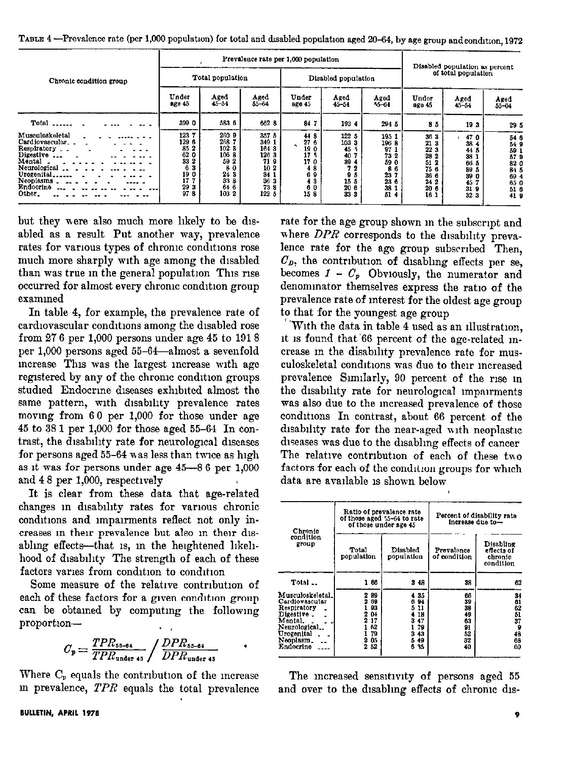TABLE 4.—Prevalence rate (per 1,000 population) for total and disabled population aged 20–64, by age group and condition, 1972

| Chronic condition group | Prevalence rate per 1,000 population | | | | | | Disabled population as percent of total population | | |
|---|---|---|---|---|---|---|---|---|---|
| | Total population | | | Disabled population | | | | | |
| | Under age 45 | Aged 45–54 | Aged 55–64 | Under age 45 | Aged 45–54 | Aged 55–64 | Under age 45 | Aged 45–54 | Aged 55–64 |
| Total | 399.0 | 583.6 | 662.8 | 84.7 | 193.4 | 294.5 | 8.5 | 19.3 | 29.5 |
| Musculoskeletal | 123.7 | 260.9 | 357.5 | 44.8 | 122.5 | 195.1 | 36.3 | 47.0 | 54.6 |
| Cardiovascular | 129.6 | 268.7 | 349.1 | 27.6 | 103.3 | 196.8 | 21.3 | 38.4 | 54.9 |
| Respiratory | 85.2 | 102.3 | 164.3 | 19.0 | 45.5 | 97.1 | 22.3 | 44.5 | 59.1 |
| Digestive | 62.0 | 106.8 | 126.3 | 17.5 | 40.7 | 73.2 | 28.2 | 38.1 | 57.9 |
| Mental | 33.2 | 59.2 | 71.9 | 17.0 | 39.4 | 59.0 | 51.2 | 66.5 | 82.0 |
| Neurological | 6.3 | 8.0 | 10.2 | 4.8 | 7.2 | 8.6 | 75.6 | 89.5 | 84.5 |
| Urogenital | 19.0 | 24.3 | 34.1 | 6.9 | 9.5 | 23.7 | 36.6 | 39.0 | 69.4 |
| Neoplasms | 17.7 | 33.8 | 36.3 | 4.3 | 15.5 | 23.6 | 24.2 | 45.7 | 65.0 |
| Endocrine | 29.3 | 64.6 | 73.8 | 6.0 | 20.6 | 38.1 | 20.6 | 31.9 | 51.6 |
| Other | 97.8 | 103.2 | 122.5 | 15.8 | 33.3 | 51.4 | 16.1 | 32.3 | 41.9 |

but they were also much more likely to be disabled as a result. Put another way, prevalence rates for various types of chronic conditions rose much more sharply with age among the disabled than was true in the general population. This rise occurred for almost every chronic condition group examined.

In table 4, for example, the prevalence rate of cardiovascular conditions among the disabled rose from 27.6 per 1,000 persons under age 45 to 191.8 per 1,000 persons aged 55–64—almost a sevenfold increase. This was the largest increase with age registered by any of the chronic condition groups studied. Endocrine diseases exhibited almost the same pattern, with disability prevalence rates moving from 6.0 per 1,000 for those under age 45 to 38.1 per 1,000 for those aged 55–64. In contrast, the disability rate for neurological diseases for persons aged 55–64 was less than twice as high as it was for persons under age 45—8.6 per 1,000 and 4.8 per 1,000, respectively.

It is clear from these data that age-related changes in disability rates for various chronic conditions and impairments reflect not only increases in their prevalence but also in their disabling effects—that is, in the heightened likelihood of disability. The strength of each of these factors varies from condition to condition.

Some measure of the relative contribution of each of these factors for a given condition group can be obtained by computing the following proportion—

$$C_p = \frac{TPR_{55\text{-}64}}{TPR_{\text{under } 45}} \Big/ \frac{DPR_{55\text{-}64}}{DPR_{\text{under } 45}}$$

Where $C_p$ equals the contribution of the increase in prevalence, $TPR$ equals the total prevalence rate for the age group shown in the subscript and where $DPR$ corresponds to the disability prevalence rate for the age group subscribed. Then, $C_D$, the contribution of disabling effects per se, becomes $1 - C_p$. Obviously, the numerator and denominator themselves express the ratio of the prevalence rate of interest for the oldest age group to that for the youngest age group.

With the data in table 4 used as an illustration, it is found that 66 percent of the age-related increase in the disability prevalence rate for musculoskeletal conditions was due to their increased prevalence. Similarly, 90 percent of the rise in the disability rate for neurological impairments was also due to the increased prevalence of those conditions. In contrast, about 66 percent of the disability rate for the near-aged with neoplastic diseases was due to the disabling effects of cancer. The relative contribution of each of these two factors for each of the condition groups for which data are available is shown below.

| Chronic condition group | Ratio of prevalence rate of those aged 55–64 to rate of those under age 45 | | Percent of disability rate increase due to— | |
|---|---|---|---|---|
| | Total population | Disabled population | Prevalence of condition | Disabling effects of chronic condition |
| Total | 1.66 | 3.48 | 38 | 62 |
| Musculoskeletal | 2.89 | 4.35 | 66 | 34 |
| Cardiovascular | 2.69 | 6.94 | 39 | 61 |
| Respiratory | 1.93 | 5.11 | 38 | 62 |
| Digestive | 2.04 | 4.18 | 49 | 51 |
| Mental | 2.17 | 3.47 | 63 | 37 |
| Neurological | 1.62 | 1.79 | 91 | 9 |
| Urogenital | 1.79 | 3.43 | 52 | 48 |
| Neoplasm | 2.05 | 5.49 | 32 | 68 |
| Endocrine | 2.52 | 6.35 | 40 | 60 |

The increased sensitivity of persons aged 55 and over to the disabling effects of chronic dis-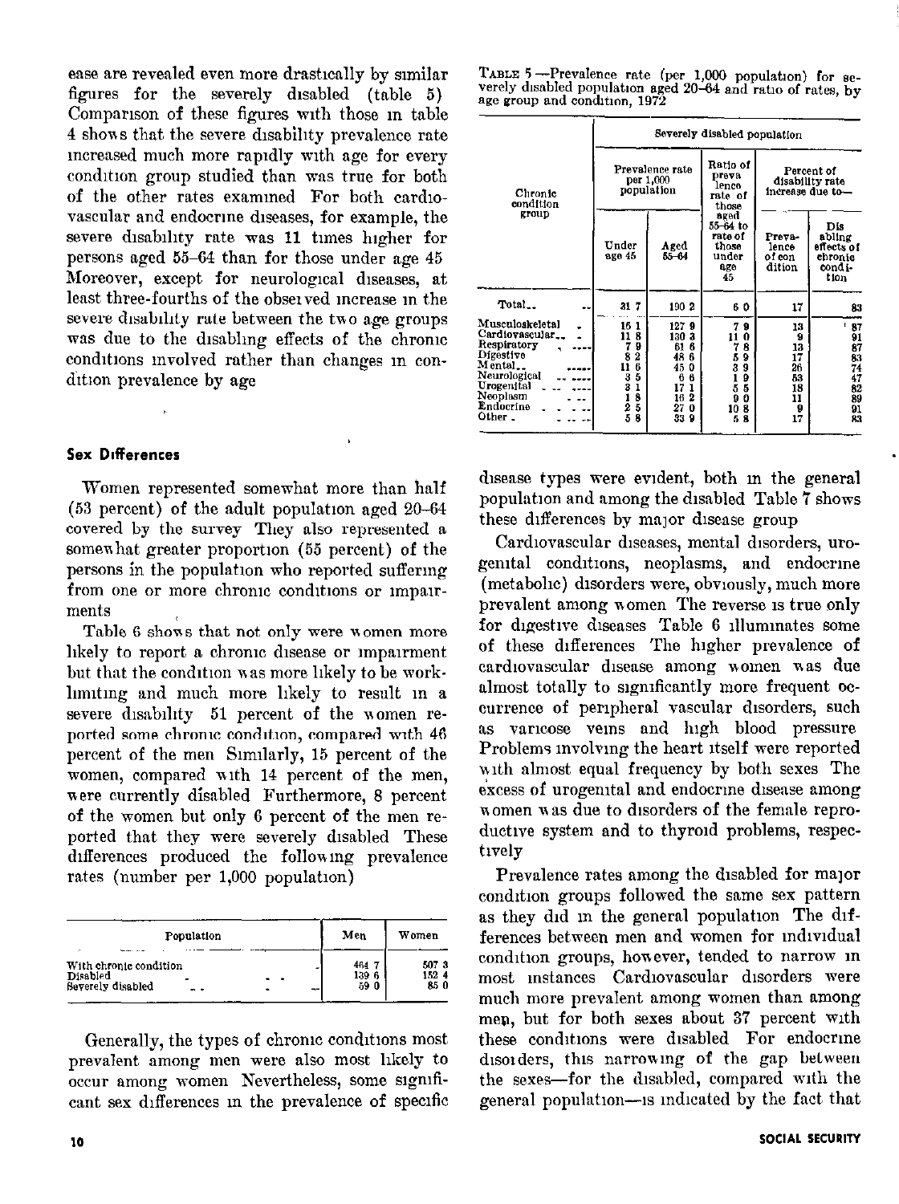ease are revealed even more drastically by similar figures for the severely disabled (table 5). Comparison of these figures with those in table 4 shows that the severe disability prevalence rate increased much more rapidly with age for every condition group studied than was true for both of the other rates examined. For both cardiovascular and endocrine diseases, for example, the severe disability rate was 11 times higher for persons aged 55–64 than for those under age 45. Moreover, except for neurological diseases, at least three-fourths of the observed increase in the severe disability rate between the two age groups was due to the disabling effects of the chronic conditions involved rather than changes in condition prevalence by age.

TABLE 5.—Prevalence rate (per 1,000 population) for severely disabled population aged 20–64 and ratio of rates, by age group and condition, 1972

| Chronic condition group | Severely disabled population | | | | |
|---|---|---|---|---|---|
| | Prevalence rate per 1,000 population | | Ratio of prevalence rate of those aged 55–64 to rate of those under age 45 | Percent of disability rate increase due to— | |
| | Under age 45 | Aged 55–64 | | Prevalence of condition | Disabling effects of chronic condition |
| Total | 31.7 | 190.2 | 6.0 | 17 | 83 |
| Musculoskeletal | 16.1 | 127.9 | 7.9 | 13 | 87 |
| Cardiovascular | 11.8 | 130.3 | 11.0 | 9 | 91 |
| Respiratory | 7.9 | 61.6 | 7.8 | 13 | 87 |
| Digestive | 8.2 | 48.6 | 5.9 | 17 | 83 |
| Mental | 11.6 | 45.0 | 3.9 | 26 | 74 |
| Neurological | 3.5 | 6.6 | 1.9 | 53 | 47 |
| Urogenital | 3.1 | 17.1 | 5.5 | 18 | 82 |
| Neoplasm | 1.8 | 16.2 | 9.0 | 11 | 89 |
| Endocrine | 2.5 | 27.0 | 10.8 | 9 | 91 |
| Other | 5.8 | 33.9 | 5.8 | 17 | 83 |

### Sex Differences

Women represented somewhat more than half (53 percent) of the adult population aged 20–64 covered by the survey. They also represented a somewhat greater proportion (55 percent) of the persons in the population who reported suffering from one or more chronic conditions or impairments.

Table 6 shows that not only were women more likely to report a chronic disease or impairment but that the condition was more likely to be work-limiting and much more likely to result in a severe disability. 51 percent of the women reported some chronic condition, compared with 46 percent of the men. Similarly, 15 percent of the women, compared with 14 percent of the men, were currently disabled. Furthermore, 8 percent of the women but only 6 percent of the men reported that they were severely disabled. These differences produced the following prevalence rates (number per 1,000 population):

| Population | Men | Women |
|---|---|---|
| With chronic condition | 464.7 | 507.3 |
| Disabled | 139.6 | 152.4 |
| Severely disabled | 59.0 | 85.0 |

Generally, the types of chronic conditions most prevalent among men were also most likely to occur among women. Nevertheless, some significant sex differences in the prevalence of specific disease types were evident, both in the general population and among the disabled. Table 7 shows these differences by major disease group.

Cardiovascular diseases, mental disorders, urogenital conditions, neoplasms, and endocrine (metabolic) disorders were, obviously, much more prevalent among women. The reverse is true only for digestive diseases. Table 6 illuminates some of these differences. The higher prevalence of cardiovascular disease among women was due almost totally to significantly more frequent occurrence of peripheral vascular disorders, such as varicose veins and high blood pressure. Problems involving the heart itself were reported with almost equal frequency by both sexes. The excess of urogenital and endocrine disease among women was due to disorders of the female reproductive system and to thyroid problems, respectively.

Prevalence rates among the disabled for major condition groups followed the same sex pattern as they did in the general population. The differences between men and women for individual condition groups, however, tended to narrow in most instances. Cardiovascular disorders were much more prevalent among women than among men, but for both sexes about 37 percent with these conditions were disabled. For endocrine disorders, this narrowing of the gap between the sexes—for the disabled, compared with the general population—is indicated by the fact that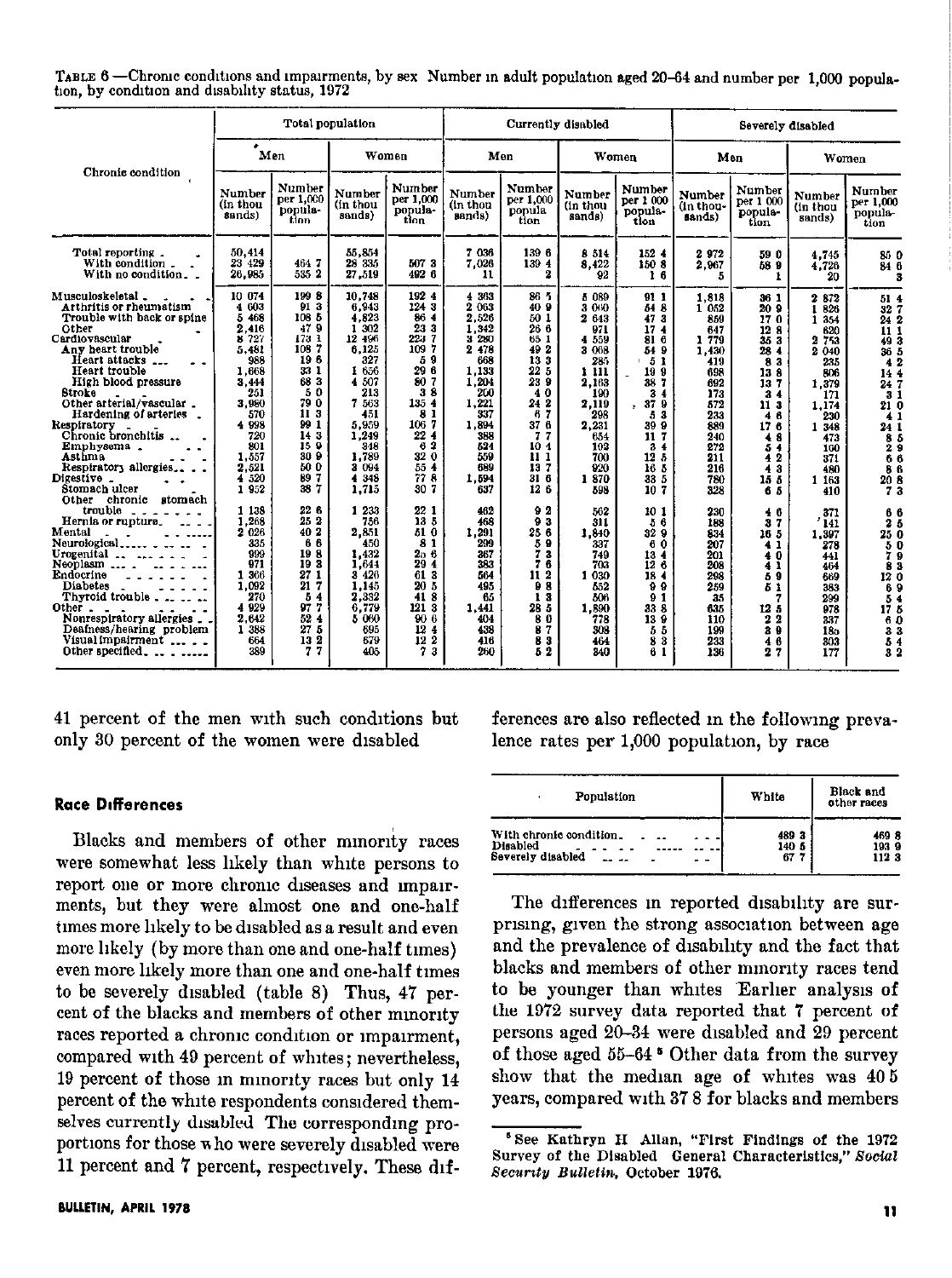TABLE 6.—Chronic conditions and impairments, by sex: Number in adult population aged 20–64 and number per 1,000 population, by condition and disability status, 1972

| Chronic condition | Total population | | | | Currently disabled | | | | Severely disabled | | | |
|---|---|---|---|---|---|---|---|---|---|---|---|---|
| | Men | | Women | | Men | | Women | | Men | | Women | |
| | Number (in thousands) | Number per 1,000 population | Number (in thousands) | Number per 1,000 population | Number (in thousands) | Number per 1,000 population | Number (in thousands) | Number per 1,000 population | Number (in thousands) | Number per 1,000 population | Number (in thousands) | Number per 1,000 population |
| Total reporting | 50,414 | | 55,854 | | 7 036 | 139 6 | 8 514 | 152 4 | 2 972 | 59 0 | 4,745 | 85 0 |
| With condition | 23 429 | 464 7 | 28 335 | 507 3 | 7,026 | 139 4 | 8,422 | 150 8 | 2,967 | 58 9 | 4,726 | 84 6 |
| With no condition | 26,985 | 535 2 | 27,519 | 492 6 | 11 | 2 | 92 | 1 6 | 5 | 1 | 20 | 3 |
| Musculoskeletal | 10 074 | 199 8 | 10,748 | 192 4 | 4 363 | 86 5 | 5 089 | 91 1 | 1,818 | 36 1 | 2 872 | 51 4 |
| Arthritis or rheumatism | 4 603 | 91 3 | 6,943 | 124 3 | 2 063 | 40 9 | 3 060 | 54 8 | 1 052 | 20 9 | 1 826 | 32 7 |
| Trouble with back or spine | 5 468 | 108 5 | 4,823 | 86 4 | 2,526 | 50 1 | 2 643 | 47 3 | 859 | 17 0 | 1 354 | 24 2 |
| Other | 2,416 | 47 9 | 1 302 | 23 3 | 1,342 | 26 6 | 971 | 17 4 | 647 | 12 8 | 620 | 11 1 |
| Cardiovascular | 8 727 | 173 1 | 12 496 | 223 7 | 3 280 | 65 1 | 4 559 | 81 6 | 1 779 | 35 3 | 2 753 | 49 3 |
| Any heart trouble | 5,481 | 108 7 | 6,125 | 109 7 | 2 478 | 49 2 | 3 068 | 54 9 | 1,430 | 28 4 | 2 040 | 36 5 |
| Heart attacks | 988 | 19 6 | 327 | 5 9 | 668 | 13 3 | 285 | 5 1 | 419 | 8 3 | 235 | 4 2 |
| Heart trouble | 1,668 | 33 1 | 1 656 | 29 6 | 1,133 | 22 5 | 1 111 | 19 9 | 698 | 13 8 | 806 | 14 4 |
| High blood pressure | 3,444 | 68 3 | 4 507 | 80 7 | 1,204 | 23 9 | 2,163 | 38 7 | 692 | 13 7 | 1,379 | 24 7 |
| Stroke | 251 | 5 0 | 213 | 3 8 | 200 | 4 0 | 190 | 3 4 | 173 | 3 4 | 171 | 3 1 |
| Other arterial/vascular | 3,980 | 79 0 | 7 563 | 135 4 | 1,221 | 24 2 | 2,119 | 37 9 | 572 | 11 3 | 1,174 | 21 0 |
| Hardening of arteries | 570 | 11 3 | 451 | 8 1 | 337 | 6 7 | 298 | 5 3 | 233 | 4 6 | 230 | 4 1 |
| Respiratory | 4 998 | 99 1 | 5,959 | 106 7 | 1,894 | 37 6 | 2,231 | 39 9 | 889 | 17 6 | 1 348 | 24 1 |
| Chronic bronchitis | 720 | 14 3 | 1,249 | 22 4 | 388 | 7 7 | 654 | 11 7 | 240 | 4 8 | 473 | 8 5 |
| Emphysema | 801 | 15 9 | 348 | 6 2 | 524 | 10 4 | 192 | 3 4 | 272 | 5 4 | 160 | 2 9 |
| Asthma | 1,557 | 30 9 | 1,789 | 32 0 | 559 | 11 1 | 700 | 12 5 | 211 | 4 2 | 371 | 6 6 |
| Respiratory allergies | 2,521 | 50 0 | 3 094 | 55 4 | 689 | 13 7 | 920 | 16 5 | 216 | 4 3 | 480 | 8 6 |
| Digestive | 4 520 | 89 7 | 4 348 | 77 8 | 1,594 | 31 6 | 1 870 | 33 5 | 780 | 15 5 | 1 163 | 20 8 |
| Stomach ulcer | 1 952 | 38 7 | 1,715 | 30 7 | 637 | 12 6 | 598 | 10 7 | 328 | 6 5 | 410 | 7 3 |
| Other chronic stomach trouble | 1 138 | 22 6 | 1 233 | 22 1 | 462 | 9 2 | 562 | 10 1 | 230 | 4 6 | 371 | 6 6 |
| Hernia or rupture | 1,268 | 25 2 | 756 | 13 5 | 468 | 9 3 | 311 | 5 6 | 188 | 3 7 | 141 | 2 5 |
| Mental | 2 026 | 40 2 | 2,851 | 51 0 | 1,291 | 25 6 | 1,840 | 32 9 | 834 | 16 5 | 1,397 | 25 0 |
| Neurological | 335 | 6 6 | 450 | 8 1 | 299 | 5 9 | 337 | 6 0 | 207 | 4 1 | 278 | 5 0 |
| Urogenital | 999 | 19 8 | 1,432 | 25 6 | 367 | 7 3 | 749 | 13 4 | 201 | 4 0 | 441 | 7 9 |
| Neoplasm | 971 | 19 3 | 1,644 | 29 4 | 383 | 7 6 | 703 | 12 6 | 208 | 4 1 | 464 | 8 3 |
| Endocrine | 1 366 | 27 1 | 3 426 | 61 3 | 564 | 11 2 | 1 030 | 18 4 | 298 | 5 9 | 669 | 12 0 |
| Diabetes | 1,092 | 21 7 | 1,145 | 20 5 | 495 | 9 8 | 552 | 9 9 | 259 | 5 1 | 383 | 6 9 |
| Thyroid trouble | 270 | 5 4 | 2,332 | 41 8 | 65 | 1 3 | 506 | 9 1 | 35 | 7 | 299 | 5 4 |
| Other | 4 929 | 97 7 | 6,779 | 121 3 | 1,441 | 28 5 | 1,890 | 33 8 | 635 | 12 5 | 978 | 17 5 |
| Nonrespiratory allergies | 2,642 | 52 4 | 5 060 | 90 6 | 404 | 8 0 | 775 | 13 9 | 110 | 2 2 | 337 | 6 0 |
| Deafness/hearing problem | 1 388 | 27 5 | 695 | 12 4 | 438 | 8 7 | 308 | 5 5 | 199 | 3 9 | 185 | 3 3 |
| Visual impairment | 664 | 13 2 | 679 | 12 2 | 416 | 8 3 | 464 | 8 3 | 233 | 4 6 | 303 | 5 4 |
| Other specified | 389 | 7 7 | 405 | 7 3 | 260 | 5 2 | 340 | 6 1 | 136 | 2 7 | 177 | 3 2 |

41 percent of the men with such conditions but only 30 percent of the women were disabled

### Race Differences

Blacks and members of other minority races were somewhat less likely than white persons to report one or more chronic diseases and impairments, but they were almost one and one-half times more likely to be disabled as a result and even more likely (by more than one and one-half times) even more likely more than one and one-half times to be severely disabled (table 8) Thus, 47 percent of the blacks and members of other minority races reported a chronic condition or impairment, compared with 49 percent of whites; nevertheless, 19 percent of those in minority races but only 14 percent of the white respondents considered themselves currently disabled The corresponding proportions for those who were severely disabled were 11 percent and 7 percent, respectively. These differences are also reflected in the following prevalence rates per 1,000 population, by race

| Population | White | Black and other races |
|---|---|---|
| With chronic condition | 489 3 | 469 8 |
| Disabled | 140 5 | 193 9 |
| Severely disabled | 67 7 | 112 3 |

The differences in reported disability are surprising, given the strong association between age and the prevalence of disability and the fact that blacks and members of other minority races tend to be younger than whites Earlier analysis of the 1972 survey data reported that 7 percent of persons aged 20–34 were disabled and 29 percent of those aged 55–64 [5] Other data from the survey show that the median age of whites was 40 5 years, compared with 37 8 for blacks and members

[5] See Kathryn H Allan, "First Findings of the 1972 Survey of the Disabled General Characteristics," *Social Security Bulletin*, October 1976.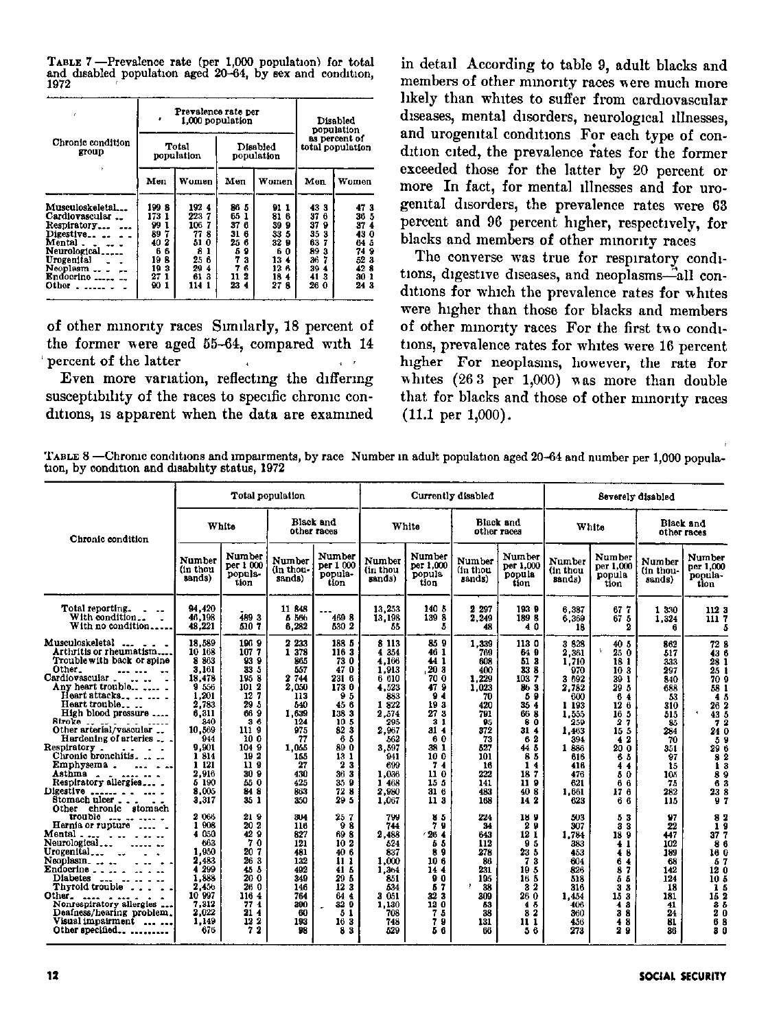TABLE 7.—Prevalence rate (per 1,000 population) for total and disabled population aged 20–64, by sex and condition, 1972

| Chronic condition group | Prevalence rate per 1,000 population | | | | Disabled population as percent of total population | |
|---|---|---|---|---|---|---|
| | Total population | | Disabled population | | | |
| | Men | Women | Men | Women | Men | Women |
| Musculoskeletal | 199.8 | 192.4 | 86.5 | 91.1 | 43.3 | 47.3 |
| Cardiovascular | 173.1 | 223.7 | 65.1 | 81.6 | 37.6 | 36.5 |
| Respiratory | 99.1 | 106.7 | 37.6 | 39.9 | 37.9 | 37.4 |
| Digestive | 89.7 | 77.8 | 31.6 | 33.5 | 35.3 | 43.0 |
| Mental | 40.2 | 51.0 | 25.6 | 32.9 | 63.7 | 64.5 |
| Neurological | 6.6 | 8.1 | 5.9 | 6.0 | 89.3 | 74.9 |
| Urogenital | 19.8 | 25.6 | 7.3 | 13.4 | 36.7 | 52.3 |
| Neoplasm | 19.3 | 29.4 | 7.6 | 12.6 | 39.4 | 42.8 |
| Endocrine | 27.1 | 61.3 | 11.2 | 18.4 | 41.3 | 30.1 |
| Other | 90.1 | 114.1 | 23.4 | 27.8 | 26.0 | 24.3 |

of other minority races Similarly, 18 percent of the former were aged 55–64, compared with 14 percent of the latter

Even more variation, reflecting the differing susceptibility of the races to specific chronic conditions, is apparent when the data are examined in detail According to table 9, adult blacks and members of other minority races were much more likely than whites to suffer from cardiovascular diseases, mental disorders, neurological illnesses, and urogenital conditions For each type of condition cited, the prevalence rates for the former exceeded those for the latter by 20 percent or more In fact, for mental illnesses and for urogenital disorders, the prevalence rates were 63 percent and 96 percent higher, respectively, for blacks and members of other minority races

The converse was true for respiratory conditions, digestive diseases, and neoplasms—all conditions for which the prevalence rates for whites were higher than those for blacks and members of other minority races For the first two conditions, prevalence rates for whites were 16 percent higher For neoplasms, however, the rate for whites (26.3 per 1,000) was more than double that for blacks and those of other minority races (11.1 per 1,000).

TABLE 8.—Chronic conditions and impairments, by race Number in adult population aged 20–64 and number per 1,000 population, by condition and disability status, 1972

| Chronic condition | Total population | | | | Currently disabled | | | | Severely disabled | | | |
|---|---|---|---|---|---|---|---|---|---|---|---|---|
| | White | | Black and other races | | White | | Black and other races | | White | | Black and other races | |
| | Number (in thousands) | Number per 1,000 population | Number (in thousands) | Number per 1,000 population | Number (in thousands) | Number per 1,000 population | Number (in thousands) | Number per 1,000 population | Number (in thousands) | Number per 1,000 population | Number (in thousands) | Number per 1,000 population |
| Total reporting | 94,420 | | 11,848 | --- | 13,253 | 140.5 | 2,297 | 193.9 | 6,387 | 67.7 | 1,330 | 112.3 |
| With condition | 46,198 | 489.3 | 5,566 | 469.8 | 13,198 | 139.8 | 2,249 | 189.8 | 6,369 | 67.5 | 1,324 | 111.7 |
| With no condition | 48,221 | 510.7 | 6,282 | 530.2 | 55 | .5 | 48 | 4.0 | 18 | .2 | 6 | .5 |
| Musculoskeletal | 18,589 | 196.9 | 2,233 | 188.5 | 8,113 | 85.9 | 1,339 | 113.0 | 3,828 | 40.5 | 862 | 72.8 |
| Arthritis or rheumatism | 10,168 | 107.7 | 1,378 | 116.3 | 4,354 | 46.1 | 760 | 64.0 | 2,361 | 25.0 | 517 | 43.6 |
| Trouble with back or spine | 8,863 | 93.9 | 865 | 73.0 | 4,166 | 44.1 | 608 | 51.3 | 1,710 | 18.1 | 333 | 28.1 |
| Other | 3,161 | 33.5 | 557 | 47.0 | 1,913 | 20.3 | 400 | 33.8 | 970 | 10.3 | 297 | 25.1 |
| Cardiovascular | 18,478 | 195.8 | 2,744 | 231.6 | 6,610 | 70.0 | 1,229 | 103.7 | 3,692 | 39.1 | 840 | 70.9 |
| Any heart trouble | 9,556 | 101.2 | 2,050 | 173.0 | 4,523 | 47.9 | 1,023 | 86.3 | 2,782 | 29.5 | 688 | 58.1 |
| Heart attacks | 1,201 | 12.7 | 113 | 9.5 | 883 | 9.4 | 70 | 5.9 | 600 | 6.4 | 53 | 4.5 |
| Heart trouble | 2,783 | 29.5 | 540 | 45.6 | 1,822 | 19.3 | 420 | 35.4 | 1,193 | 12.6 | 310 | 26.2 |
| High blood pressure | 6,311 | 66.9 | 1,639 | 138.3 | 2,574 | 27.3 | 791 | 66.8 | 1,555 | 16.5 | 515 | 43.5 |
| Stroke | 340 | 3.6 | 124 | 10.5 | 295 | 3.1 | 95 | 8.0 | 259 | 2.7 | 85 | 7.2 |
| Other arterial/vascular | 10,569 | 111.9 | 975 | 82.3 | 2,967 | 31.4 | 372 | 31.4 | 1,463 | 15.5 | 284 | 24.0 |
| Hardening of arteries | 944 | 10.0 | 77 | 6.5 | 562 | 6.0 | 73 | 6.2 | 394 | 4.2 | 70 | 5.9 |
| Respiratory | 9,901 | 104.9 | 1,055 | 89.0 | 3,597 | 38.1 | 527 | 44.5 | 1,886 | 20.0 | 351 | 29.6 |
| Chronic bronchitis | 1,814 | 19.2 | 155 | 13.1 | 941 | 10.0 | 101 | 8.5 | 616 | 6.5 | 97 | 8.2 |
| Emphysema | 1,121 | 11.9 | 27 | 2.3 | 699 | 7.4 | 16 | 1.4 | 416 | 4.4 | 15 | 1.3 |
| Asthma | 2,916 | 30.9 | 430 | 36.3 | 1,036 | 11.0 | 222 | 18.7 | 476 | 5.0 | 105 | 8.9 |
| Respiratory allergies | 5,190 | 55.0 | 425 | 35.9 | 1,468 | 15.5 | 141 | 11.9 | 621 | 6.6 | 75 | 6.3 |
| Digestive | 8,005 | 84.8 | 863 | 72.8 | 2,980 | 31.6 | 483 | 40.8 | 1,661 | 17.6 | 282 | 23.8 |
| Stomach ulcer | 3,317 | 35.1 | 350 | 29.5 | 1,067 | 11.3 | 168 | 14.2 | 623 | 6.6 | 115 | 9.7 |
| Other chronic stomach trouble | 2,066 | 21.9 | 304 | 25.7 | 799 | 8.5 | 224 | 18.9 | 503 | 5.3 | 97 | 8.2 |
| Hernia or rupture | 1,908 | 20.2 | 116 | 9.8 | 744 | 7.9 | 34 | 2.9 | 307 | 3.3 | 22 | 1.9 |
| Mental | 4,050 | 42.9 | 827 | 69.8 | 2,488 | 26.4 | 643 | 12.1 | 1,784 | 18.9 | 447 | 37.7 |
| Neurological | 663 | 7.0 | 121 | 10.2 | 524 | 5.5 | 112 | 9.5 | 383 | 4.1 | 102 | 8.6 |
| Urogenital | 1,950 | 20.7 | 481 | 40.6 | 837 | 8.9 | 278 | 23.5 | 453 | 4.8 | 189 | 16.0 |
| Neoplasm | 2,483 | 26.3 | 132 | 11.1 | 1,000 | 10.6 | 86 | 7.3 | 604 | 6.4 | 68 | 5.7 |
| Endocrine | 4,299 | 45.5 | 492 | 41.5 | 1,364 | 14.4 | 231 | 19.5 | 826 | 8.7 | 142 | 12.0 |
| Diabetes | 1,888 | 20.0 | 349 | 29.5 | 851 | 9.0 | 195 | 16.5 | 518 | 5.5 | 124 | 10.5 |
| Thyroid trouble | 2,456 | 26.0 | 146 | 12.3 | 534 | 5.7 | 38 | 3.2 | 316 | 3.3 | 18 | 1.5 |
| Other | 10,997 | 116.4 | 764 | 64.4 | 3,051 | 32.3 | 309 | 26.0 | 1,454 | 15.3 | 181 | 15.2 |
| Nonrespiratory allergies | 7,312 | 77.4 | 380 | 32.0 | 1,130 | 12.0 | 53 | 4.5 | 406 | 4.3 | 41 | 3.5 |
| Deafness/hearing problem | 2,022 | 21.4 | 60 | 5.1 | 708 | 7.5 | 38 | 3.2 | 360 | 3.8 | 24 | 2.0 |
| Visual impairment | 1,149 | 12.2 | 193 | 16.3 | 748 | 7.9 | 131 | 11.1 | 456 | 4.8 | 81 | 6.8 |
| Other specified | 675 | 7.2 | 98 | 8.3 | 529 | 5.6 | 66 | 5.6 | 273 | 2.9 | 36 | 3.0 |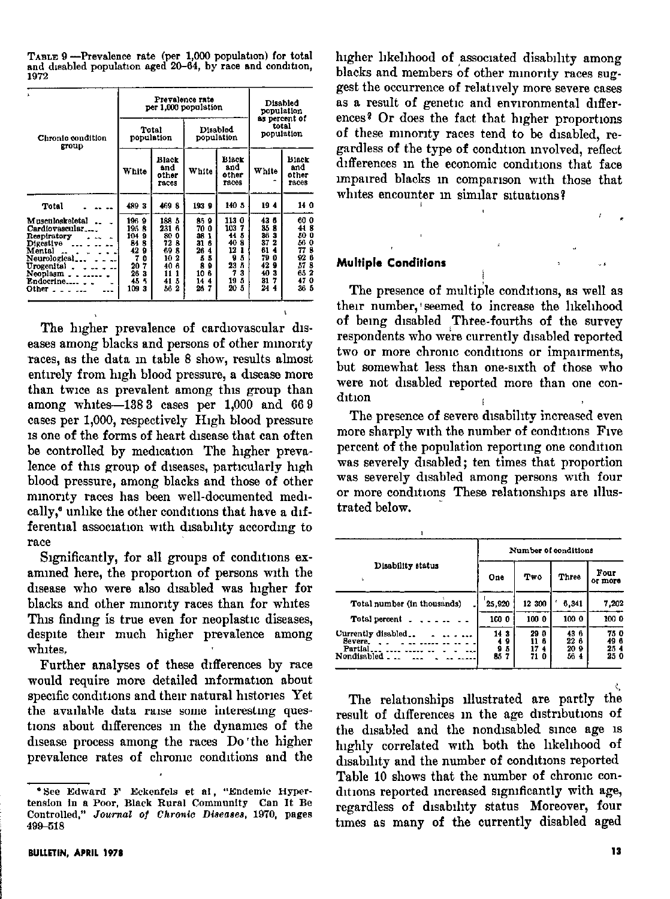TABLE 9.—Prevalence rate (per 1,000 population) for total and disabled population aged 20–64, by race and condition, 1972

| Chronic condition group | Prevalence rate per 1,000 population | | | | Disabled population as percent of total population | |
|---|---|---|---|---|---|---|
| | Total population | | Disabled population | | | |
| | White | Black and other races | White | Black and other races | White | Black and other races |
| Total | 489 3 | 469 8 | 193 9 | 140 5 | 19 4 | 14 0 |
| Musculoskeletal | 196 9 | 188 5 | 85 9 | 113 0 | 43 6 | 60 0 |
| Cardiovascular | 195 8 | 231 6 | 70 0 | 103 7 | 35 8 | 44 8 |
| Respiratory | 104 9 | 89 0 | 38 1 | 44 5 | 36 3 | 50 0 |
| Digestive | 84 8 | 72 8 | 31 6 | 40 8 | 37 2 | 56 0 |
| Mental | 42 9 | 69 8 | 26 4 | 12 1 | 61 4 | 77 8 |
| Neurological | 7 0 | 10 2 | 5 5 | 9 5 | 79 0 | 92 6 |
| Urogenital | 20 7 | 40 6 | 8 9 | 23 5 | 42 9 | 57 8 |
| Neoplasm | 26 3 | 11 1 | 10 6 | 7 3 | 40 3 | 65 2 |
| Endocrine | 45 5 | 41 5 | 14 4 | 19 5 | 31 7 | 47 0 |
| Other | 109 3 | 56 2 | 26 7 | 20 5 | 24 4 | 36 5 |

The higher prevalence of cardiovascular diseases among blacks and persons of other minority races, as the data in table 8 show, results almost entirely from high blood pressure, a disease more than twice as prevalent among this group than among whites—138 3 cases per 1,000 and 66 9 cases per 1,000, respectively High blood pressure is one of the forms of heart disease that can often be controlled by medication The higher prevalence of this group of diseases, particularly high blood pressure, among blacks and those of other minority races has been well-documented medically,[6] unlike the other conditions that have a differential association with disability according to race

Significantly, for all groups of conditions examined here, the proportion of persons with the disease who were also disabled was higher for blacks and other minority races than for whites This finding is true even for neoplastic diseases, despite their much higher prevalence among whites.

Further analyses of these differences by race would require more detailed information about specific conditions and their natural histories Yet the available data raise some interesting questions about differences in the dynamics of the disease process among the races Do the higher prevalence rates of chronic conditions and the higher likelihood of associated disability among blacks and members of other minority races suggest the occurrence of relatively more severe cases as a result of genetic and environmental differences? Or does the fact that higher proportions of these minority races tend to be disabled, regardless of the type of condition involved, reflect differences in the economic conditions that face impaired blacks in comparison with those that whites encounter in similar situations?

[6] See Edward F Eckenfels et al, "Endemic Hypertension in a Poor, Black Rural Community Can It Be Controlled," *Journal of Chronic Diseases*, 1970, pages 499–518

## Multiple Conditions

The presence of multiple conditions, as well as their number, seemed to increase the likelihood of being disabled Three-fourths of the survey respondents who were currently disabled reported two or more chronic conditions or impairments, but somewhat less than one-sixth of those who were not disabled reported more than one condition

The presence of severe disability increased even more sharply with the number of conditions Five percent of the population reporting one condition was severely disabled; ten times that proportion was severely disabled among persons with four or more conditions These relationships are illustrated below.

| Disability status | Number of conditions | | | |
|---|---|---|---|---|
| | One | Two | Three | Four or more |
| Total number (in thousands) | 25,920 | 12 300 | 6,341 | 7,202 |
| Total percent | 100 0 | 100 0 | 100 0 | 100 0 |
| Currently disabled | 14 3 | 29 0 | 43 6 | 75 0 |
| Severe | 4 9 | 11 6 | 22 6 | 49 6 |
| Partial | 9 5 | 17 4 | 20 9 | 25 4 |
| Nondisabled | 85 7 | 71 0 | 56 4 | 25 0 |

The relationships illustrated are partly the result of differences in the age distributions of the disabled and the nondisabled since age is highly correlated with both the likelihood of disability and the number of conditions reported Table 10 shows that the number of chronic conditions reported increased significantly with age, regardless of disability status Moreover, four times as many of the currently disabled aged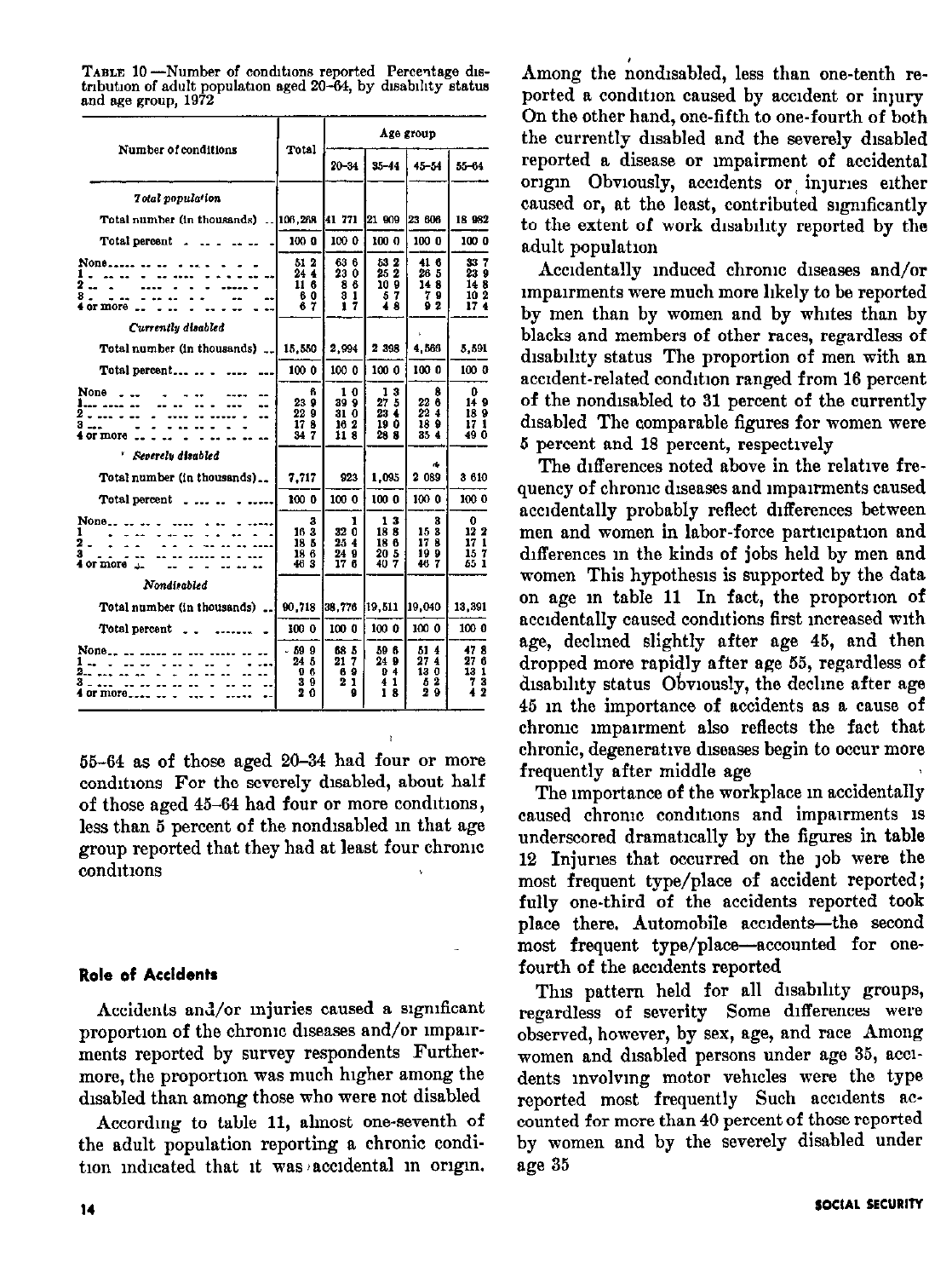TABLE 10.—Number of conditions reported Percentage distribution of adult population aged 20–64, by disability status and age group, 1972

| Number of conditions | Total | Age group | | | |
|---|---|---|---|---|---|
| | | 20–34 | 35–44 | 45–54 | 55–64 |
| *Total population* | | | | | |
| Total number (in thousands) | 106,268 | 41 771 | 21 909 | 23 606 | 18 982 |
| Total percent | 100 0 | 100 0 | 100 0 | 100 0 | 100 0 |
| None | 51 2 | 63 6 | 53 2 | 41 6 | 33 7 |
| 1 | 24 4 | 23 0 | 25 2 | 26 5 | 23 9 |
| 2 | 11 6 | 8 6 | 10 9 | 14 8 | 14 8 |
| 3 | 6 0 | 3 1 | 5 7 | 7 9 | 10 2 |
| 4 or more | 6 7 | 1 7 | 4 8 | 9 2 | 17 4 |
| *Currently disabled* | | | | | |
| Total number (in thousands) | 15,550 | 2,994 | 2 398 | 4,566 | 5,591 |
| Total percent | 100 0 | 100 0 | 100 0 | 100 0 | 100 0 |
| None | 6 | 1 0 | 1 3 | 8 | 0 |
| 1 | 23 9 | 39 9 | 27 5 | 22 6 | 14 9 |
| 2 | 22 9 | 31 0 | 23 4 | 22 4 | 18 9 |
| 3 | 17 8 | 16 2 | 19 0 | 18 9 | 17 1 |
| 4 or more | 34 7 | 11 8 | 28 8 | 35 4 | 49 0 |
| *Severely disabled* | | | | | |
| Total number (in thousands) | 7,717 | 923 | 1,095 | 2 089 | 3 610 |
| Total percent | 100 0 | 100 0 | 100 0 | 100 0 | 100 0 |
| None | 3 | 1 | 1 3 | 3 | 0 |
| 1 | 16 3 | 32 0 | 18 8 | 15 3 | 12 2 |
| 2 | 18 5 | 25 4 | 18 6 | 17 8 | 17 1 |
| 3 | 18 6 | 24 9 | 20 5 | 19 9 | 15 7 |
| 4 or more | 46 3 | 17 6 | 40 7 | 46 7 | 55 1 |
| *Nondisabled* | | | | | |
| Total number (in thousands) | 90,718 | 38,776 | 19,511 | 19,040 | 13,391 |
| Total percent | 100 0 | 100 0 | 100 0 | 100 0 | 100 0 |
| None | 59 9 | 68 5 | 59 6 | 51 4 | 47 8 |
| 1 | 24 5 | 21 7 | 24 9 | 27 4 | 27 6 |
| 2 | 9 6 | 6 9 | 9 4 | 13 0 | 13 1 |
| 3 | 3 9 | 2 1 | 4 1 | 5 2 | 7 3 |
| 4 or more | 2 0 | 9 | 1 8 | 2 9 | 4 2 |

55–64 as of those aged 20–34 had four or more conditions For the severely disabled, about half of those aged 45–64 had four or more conditions, less than 5 percent of the nondisabled in that age group reported that they had at least four chronic conditions

## Role of Accidents

Accidents and/or injuries caused a significant proportion of the chronic diseases and/or impairments reported by survey respondents Furthermore, the proportion was much higher among the disabled than among those who were not disabled

According to table 11, almost one-seventh of the adult population reporting a chronic condition indicated that it was accidental in origin. Among the nondisabled, less than one-tenth reported a condition caused by accident or injury On the other hand, one-fifth to one-fourth of both the currently disabled and the severely disabled reported a disease or impairment of accidental origin Obviously, accidents or injuries either caused or, at the least, contributed significantly to the extent of work disability reported by the adult population

Accidentally induced chronic diseases and/or impairments were much more likely to be reported by men than by women and by whites than by blacks and members of other races, regardless of disability status The proportion of men with an accident-related condition ranged from 16 percent of the nondisabled to 31 percent of the currently disabled The comparable figures for women were 5 percent and 18 percent, respectively

The differences noted above in the relative frequency of chronic diseases and impairments caused accidentally probably reflect differences between men and women in labor-force participation and differences in the kinds of jobs held by men and women This hypothesis is supported by the data on age in table 11 In fact, the proportion of accidentally caused conditions first increased with age, declined slightly after age 45, and then dropped more rapidly after age 55, regardless of disability status Obviously, the decline after age 45 in the importance of accidents as a cause of chronic impairment also reflects the fact that chronic, degenerative diseases begin to occur more frequently after middle age

The importance of the workplace in accidentally caused chronic conditions and impairments is underscored dramatically by the figures in table 12 Injuries that occurred on the job were the most frequent type/place of accident reported; fully one-third of the accidents reported took place there. Automobile accidents—the second most frequent type/place—accounted for one-fourth of the accidents reported

This pattern held for all disability groups, regardless of severity Some differences were observed, however, by sex, age, and race Among women and disabled persons under age 35, accidents involving motor vehicles were the type reported most frequently Such accidents accounted for more than 40 percent of those reported by women and by the severely disabled under age 35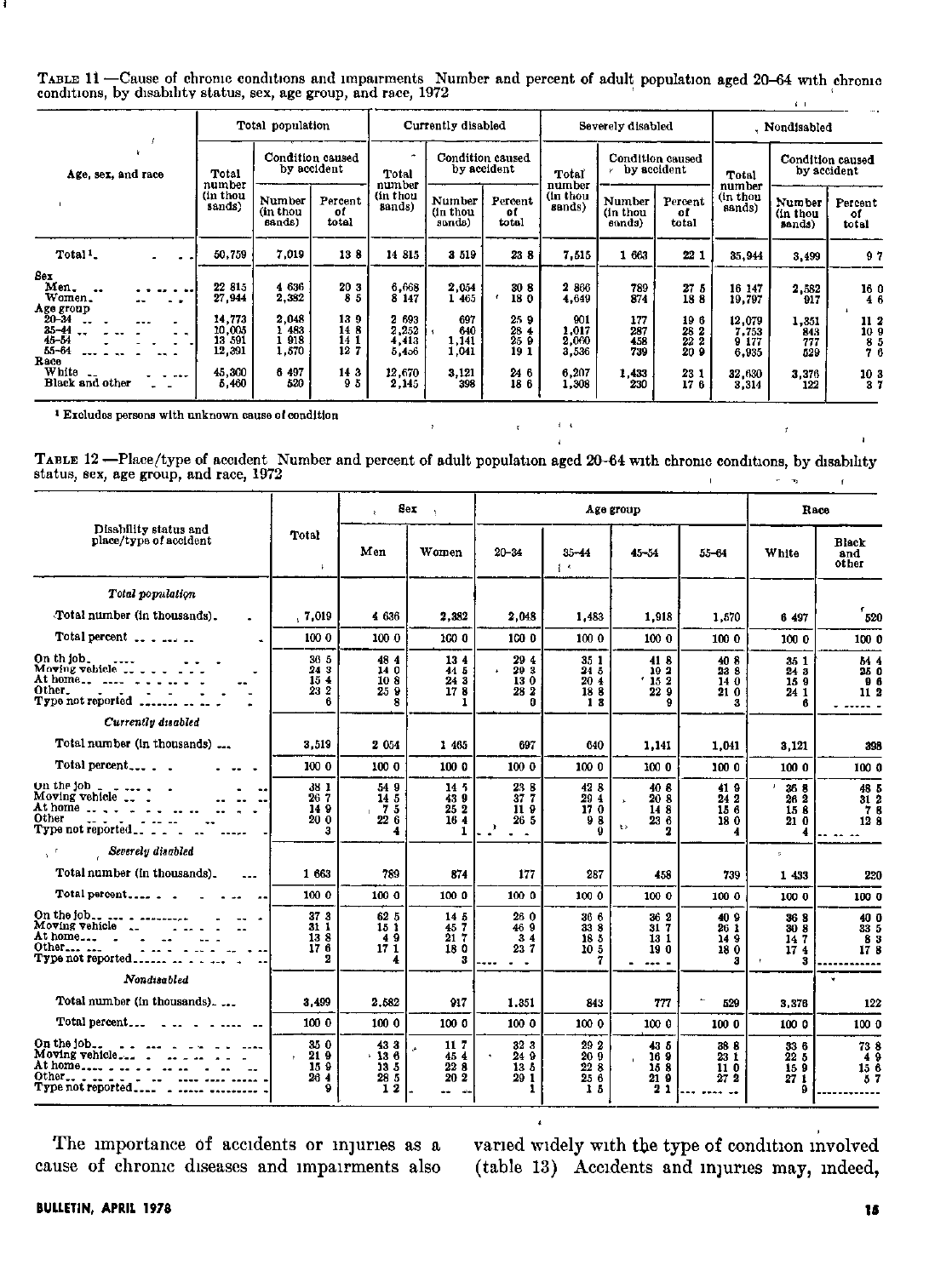TABLE 11.—Cause of chronic conditions and impairments Number and percent of adult population aged 20–64 with chronic conditions, by disability status, sex, age group, and race, 1972

| Age, sex, and race | Total population | | | Currently disabled | | | Severely disabled | | | Nondisabled | | |
|---|---|---|---|---|---|---|---|---|---|---|---|---|
| | Total number (in thousands) | Condition caused by accident | | Total number (in thousands) | Condition caused by accident | | Total number (in thousands) | Condition caused by accident | | Total number (in thousands) | Condition caused by accident | |
| | | Number (in thousands) | Percent of total | | Number (in thousands) | Percent of total | | Number (in thousands) | Percent of total | | Number (in thousands) | Percent of total |
| Total [1] | 50,759 | 7,019 | 13.8 | 14,815 | 3,519 | 23.8 | 7,515 | 1,663 | 22.1 | 35,944 | 3,499 | 9.7 |
| Sex | | | | | | | | | | | | |
| Men | 22,815 | 4,636 | 20.3 | 6,668 | 2,054 | 30.8 | 2,866 | 789 | 27.5 | 16,147 | 2,582 | 16.0 |
| Women | 27,944 | 2,382 | 8.5 | 8,147 | 1,465 | 18.0 | 4,649 | 874 | 18.8 | 19,797 | 917 | 4.6 |
| Age group | | | | | | | | | | | | |
| 20–34 | 14,773 | 2,048 | 13.9 | 2,693 | 697 | 25.9 | 901 | 177 | 19.6 | 12,079 | 1,351 | 11.2 |
| 35–44 | 10,005 | 1,483 | 14.8 | 2,252 | 640 | 28.4 | 1,017 | 287 | 28.2 | 7,753 | 843 | 10.9 |
| 45–54 | 13,591 | 1,918 | 14.1 | 4,413 | 1,141 | 25.9 | 2,060 | 458 | 22.2 | 9,177 | 777 | 8.5 |
| 55–64 | 12,391 | 1,570 | 12.7 | 5,456 | 1,041 | 19.1 | 3,536 | 739 | 20.9 | 6,935 | 529 | 7.6 |
| Race | | | | | | | | | | | | |
| White | 45,300 | 6,497 | 14.3 | 12,670 | 3,121 | 24.6 | 6,207 | 1,433 | 23.1 | 32,630 | 3,376 | 10.3 |
| Black and other | 5,460 | 520 | 9.5 | 2,145 | 398 | 18.6 | 1,308 | 230 | 17.6 | 3,314 | 122 | 3.7 |

[1] Excludes persons with unknown cause of condition

TABLE 12.—Place/type of accident Number and percent of adult population aged 20–64 with chronic conditions, by disability status, sex, age group, and race, 1972

| Disability status and place/type of accident | Total | Sex | | Age group | | | | Race | |
|---|---|---|---|---|---|---|---|---|---|
| | | Men | Women | 20–34 | 35–44 | 45–54 | 55–64 | White | Black and other |
| *Total population* | | | | | | | | | |
| Total number (in thousands) | 7,019 | 4,636 | 2,382 | 2,048 | 1,483 | 1,918 | 1,570 | 6,497 | 520 |
| Total percent | 100.0 | 100.0 | 100.0 | 100.0 | 100.0 | 100.0 | 100.0 | 100.0 | 100.0 |
| On the job | 36.5 | 48.4 | 13.4 | 29.4 | 35.1 | 41.8 | 40.8 | 35.1 | 54.4 |
| Moving vehicle | 24.3 | 14.0 | 44.5 | 29.3 | 24.5 | 19.2 | 23.8 | 24.3 | 25.0 |
| At home | 15.4 | 10.8 | 24.3 | 13.0 | 20.4 | 15.2 | 14.0 | 15.9 | 9.6 |
| Other | 23.2 | 25.9 | 17.8 | 28.2 | 18.8 | 22.9 | 21.0 | 24.1 | 11.2 |
| Type not reported | .6 | .8 | .1 | .0 | 1.3 | .9 | .3 | .6 | ----- |
| *Currently disabled* | | | | | | | | | |
| Total number (in thousands) | 3,519 | 2,054 | 1,465 | 697 | 640 | 1,141 | 1,041 | 3,121 | 398 |
| Total percent | 100.0 | 100.0 | 100.0 | 100.0 | 100.0 | 100.0 | 100.0 | 100.0 | 100.0 |
| On the job | 38.1 | 54.9 | 14.5 | 23.8 | 42.8 | 40.8 | 41.9 | 36.8 | 48.5 |
| Moving vehicle | 26.7 | 14.5 | 43.9 | 37.7 | 29.4 | 20.8 | 24.2 | 26.2 | 31.2 |
| At home | 14.9 | 7.5 | 25.2 | 11.9 | 17.0 | 14.8 | 15.6 | 15.8 | 7.8 |
| Other | 20.0 | 22.6 | 16.4 | 26.5 | 9.8 | 23.6 | 18.0 | 21.0 | 12.8 |
| Type not reported | .3 | .4 | .1 | ----- | .9 | .2 | .4 | .4 | ----- |
| *Severely disabled* | | | | | | | | | |
| Total number (in thousands) | 1,663 | 789 | 874 | 177 | 287 | 458 | 739 | 1,433 | 220 |
| Total percent | 100.0 | 100.0 | 100.0 | 100.0 | 100.0 | 100.0 | 100.0 | 100.0 | 100.0 |
| On the job | 37.3 | 62.5 | 14.5 | 26.0 | 36.6 | 36.2 | 40.9 | 36.8 | 40.0 |
| Moving vehicle | 31.1 | 15.1 | 45.7 | 46.9 | 33.8 | 31.7 | 26.1 | 30.8 | 33.5 |
| At home | 13.8 | 4.9 | 21.7 | 3.4 | 18.5 | 13.1 | 14.9 | 14.7 | 8.3 |
| Other | 17.6 | 17.1 | 18.0 | 23.7 | 10.5 | 19.0 | 18.0 | 17.4 | 17.8 |
| Type not reported | .2 | .4 | .3 | ----- | .7 | ----- | .3 | .3 | ----- |
| *Nondisabled* | | | | | | | | | |
| Total number (in thousands) | 3,499 | 2,582 | 917 | 1,351 | 843 | 777 | 529 | 3,376 | 122 |
| Total percent | 100.0 | 100.0 | 100.0 | 100.0 | 100.0 | 100.0 | 100.0 | 100.0 | 100.0 |
| On the job | 35.0 | 43.3 | 11.7 | 32.3 | 29.2 | 43.5 | 38.8 | 33.6 | 73.8 |
| Moving vehicle | 21.9 | 13.6 | 45.4 | 24.9 | 20.9 | 16.9 | 23.1 | 22.5 | 4.9 |
| At home | 15.9 | 13.5 | 22.8 | 13.5 | 22.8 | 15.8 | 11.0 | 15.9 | 15.6 |
| Other | 26.4 | 28.5 | 20.2 | 29.1 | 25.6 | 21.9 | 27.2 | 27.1 | 5.7 |
| Type not reported | .9 | 1.2 | ----- | .1 | 1.5 | 2.1 | ----- | .9 | ----- |

The importance of accidents or injuries as a cause of chronic diseases and impairments also varied widely with the type of condition involved (table 13). Accidents and injuries may, indeed,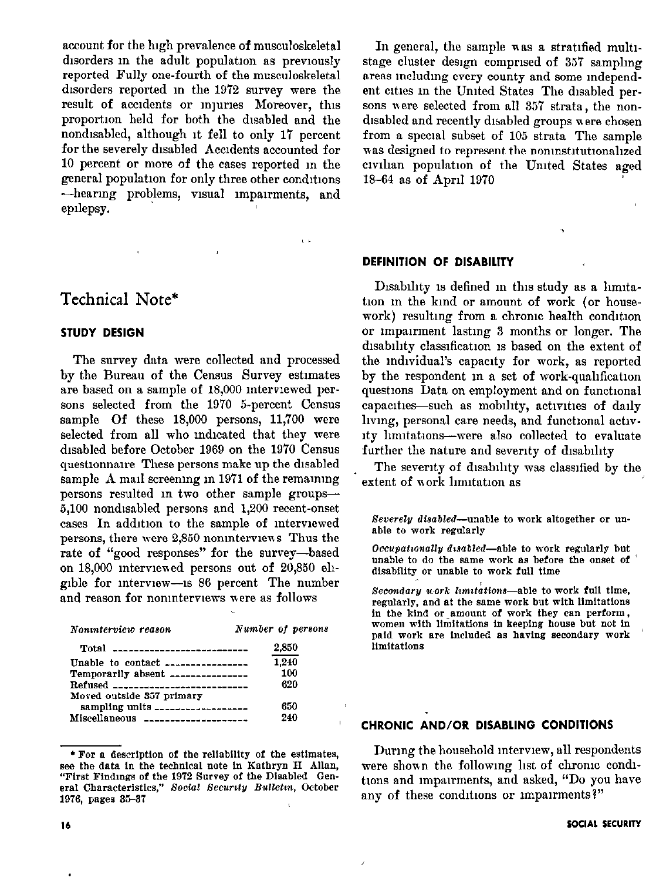account for the high prevalence of musculoskeletal disorders in the adult population as previously reported Fully one-fourth of the musculoskeletal disorders reported in the 1972 survey were the result of accidents or injuries Moreover, this proportion held for both the disabled and the nondisabled, although it fell to only 17 percent for the severely disabled Accidents accounted for 10 percent or more of the cases reported in the general population for only three other conditions —hearing problems, visual impairments, and epilepsy.

## Technical Note*

### STUDY DESIGN

The survey data were collected and processed by the Bureau of the Census Survey estimates are based on a sample of 18,000 interviewed persons selected from the 1970 5-percent Census sample Of these 18,000 persons, 11,700 were selected from all who indicated that they were disabled before October 1969 on the 1970 Census questionnaire These persons make up the disabled sample A mail screening in 1971 of the remaining persons resulted in two other sample groups—5,100 nondisabled persons and 1,200 recent-onset cases In addition to the sample of interviewed persons, there were 2,850 noninterviews Thus the rate of "good responses" for the survey—based on 18,000 interviewed persons out of 20,850 eligible for interview—is 86 percent The number and reason for noninterviews were as follows

| *Noninterview reason* | *Number of persons* |
|---|---|
| Total | 2,850 |
| Unable to contact | 1,240 |
| Temporarily absent | 100 |
| Refused | 620 |
| Moved outside 357 primary sampling units | 650 |
| Miscellaneous | 240 |

\* For a description of the reliability of the estimates, see the data in the technical note in Kathryn H Allan, "First Findings of the 1972 Survey of the Disabled General Characteristics," *Social Security Bulletin*, October 1976, pages 35–37

In general, the sample was a stratified multistage cluster design comprised of 357 sampling areas including every county and some independent cities in the United States The disabled persons were selected from all 357 strata, the nondisabled and recently disabled groups were chosen from a special subset of 105 strata The sample was designed to represent the noninstitutionalized civilian population of the United States aged 18–64 as of April 1970

### DEFINITION OF DISABILITY

Disability is defined in this study as a limitation in the kind or amount of work (or housework) resulting from a chronic health condition or impairment lasting 3 months or longer. The disability classification is based on the extent of the individual's capacity for work, as reported by the respondent in a set of work-qualification questions Data on employment and on functional capacities—such as mobility, activities of daily living, personal care needs, and functional activity limitations—were also collected to evaluate further the nature and severity of disability

The severity of disability was classified by the extent of work limitation as

*Severely disabled*—unable to work altogether or unable to work regularly

*Occupationally disabled*—able to work regularly but unable to do the same work as before the onset of disability or unable to work full time

*Secondary work limitations*—able to work full time, regularly, and at the same work but with limitations in the kind or amount of work they can perform, women with limitations in keeping house but not in paid work are included as having secondary work limitations

### CHRONIC AND/OR DISABLING CONDITIONS

During the household interview, all respondents were shown the following list of chronic conditions and impairments, and asked, "Do you have any of these conditions or impairments?"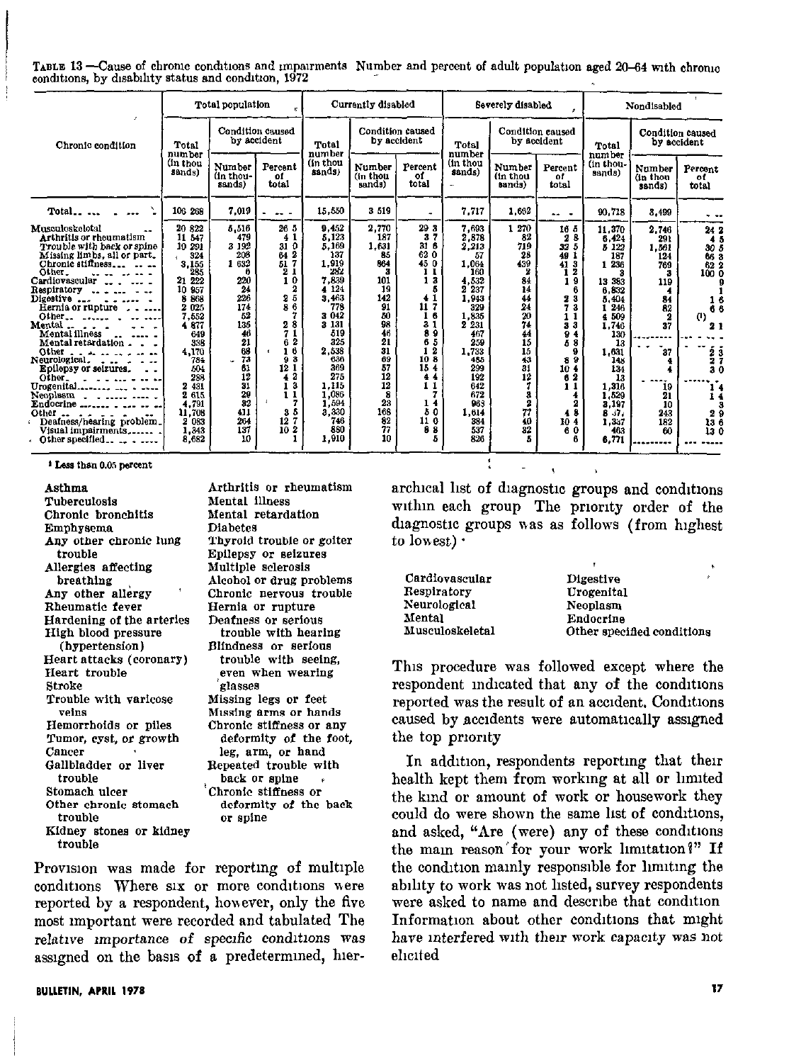TABLE 13.—Cause of chronic conditions and impairments Number and percent of adult population aged 20–64 with chronic conditions, by disability status and condition, 1972

| Chronic condition | Total population | | | Currently disabled | | | Severely disabled | | | Nondisabled | | |
|---|---|---|---|---|---|---|---|---|---|---|---|---|
| | Total number (in thousands) | Condition caused by accident | | Total number (in thousands) | Condition caused by accident | | Total number (in thousands) | Condition caused by accident | | Total number (in thousands) | Condition caused by accident | |
| | | Number (in thousands) | Percent of total | | Number (in thousands) | Percent of total | | Number (in thousands) | Percent of total | | Number (in thousands) | Percent of total |
| Total | 106 268 | 7,019 | — | 15,550 | 3 519 | — | 7,717 | 1,692 | — | 90,718 | 3,499 | — |
| Musculoskeletal | 20 822 | 5,516 | 26 5 | 9,452 | 2,770 | 29 3 | 7,693 | 1 270 | 16 5 | 11,370 | 2,746 | 24 2 |
| Arthritis or rheumatism | 11 547 | 479 | 4 1 | 5,123 | 187 | 3 7 | 2,878 | 82 | 2 8 | 6,424 | 291 | 4 5 |
| Trouble with back or spine | 10 291 | 3 192 | 31 0 | 5,169 | 1,631 | 31 6 | 2,213 | 719 | 32 5 | 5 122 | 1,561 | 30 5 |
| Missing limbs, all or part | 324 | 208 | 64 2 | 137 | 85 | 62 0 | 57 | 28 | 49 1 | 187 | 124 | 66 3 |
| Chronic stiffness | 3,155 | 1 632 | 51 7 | 1,919 | 864 | 45 0 | 1,064 | 439 | 41 3 | 1 236 | 769 | 62 2 |
| Other | 285 | 6 | 2 1 | 282 | 3 | 1 1 | 160 | 2 | 1 2 | 3 | 3 | 100 0 |
| Cardiovascular | 21 222 | 220 | 1 0 | 7,839 | 101 | 1 3 | 4,532 | 84 | 1 9 | 13 383 | 119 | 9 |
| Respiratory | 10 957 | 24 | 2 | 4 124 | 19 | 5 | 2 237 | 14 | 6 | 6,832 | 4 | 1 |
| Digestive | 8 868 | 226 | 2 5 | 3,463 | 142 | 4 1 | 1,943 | 44 | 2 3 | 5,404 | 84 | 1 6 |
| Hernia or rupture | 2 025 | 174 | 8 6 | 778 | 91 | 11 7 | 329 | 24 | 7 3 | 1 246 | 82 | 6 6 |
| Other | 7,552 | 52 | 7 | 3 042 | 50 | 1 6 | 1,835 | 20 | 1 1 | 4 509 | 2 | (1) |
| Mental | 4 877 | 135 | 2 8 | 3 131 | 98 | 3 1 | 2 231 | 74 | 3 3 | 1,746 | 37 | 2 1 |
| Mental illness | 649 | 46 | 7 1 | 519 | 46 | 8 9 | 467 | 44 | 9 4 | 130 | | |
| Mental retardation | 358 | 21 | 6 2 | 325 | 21 | 6 5 | 259 | 15 | 5 8 | 13 | | |
| Other | 4,170 | 68 | 1 6 | 2,538 | 31 | 1 2 | 1,733 | 15 | 9 | 1,631 | 37 | 2 3 |
| Neurological | 784 | 73 | 9 3 | 636 | 69 | 10 8 | 455 | 43 | 8 9 | 148 | 4 | 2 7 |
| Epilepsy or seizures | 504 | 61 | 12 1 | 369 | 57 | 15 4 | 299 | 31 | 10 4 | 134 | 4 | 3 0 |
| Other | 288 | 12 | 4 2 | 275 | 12 | 4 4 | 192 | 12 | 6 2 | 13 | | |
| Urogenital | 2 431 | 31 | 1 3 | 1,115 | 12 | 1 1 | 642 | 7 | 1 1 | 1,316 | 19 | 1 4 |
| Neoplasm | 2 615 | 29 | 1 1 | 1,086 | 8 | 7 | 672 | 3 | 4 | 1,529 | 21 | 1 4 |
| Endocrine | 4,791 | 32 | 7 | 1,594 | 23 | 1 4 | 963 | 2 | 2 | 3,197 | 10 | 3 |
| Other | 11,708 | 411 | 3 5 | 3,330 | 168 | 5 0 | 1,614 | 77 | 4 8 | 8 37. | 243 | 2 9 |
| Deafness/hearing problem | 2 083 | 264 | 12 7 | 746 | 82 | 11 0 | 384 | 40 | 10 4 | 1,337 | 182 | 13 6 |
| Visual impairments | 1,343 | 137 | 10 2 | 880 | 77 | 8 8 | 537 | 32 | 6 0 | 463 | 60 | 13 0 |
| Other specified | 8,682 | 10 | 1 | 1,910 | 10 | 5 | 826 | 5 | 6 | 6,771 | | |

¹ Less than 0.05 percent

Asthma
Tuberculosis
Chronic bronchitis
Emphysema
Any other chronic lung trouble
Allergies affecting breathing
Any other allergy
Rheumatic fever
Hardening of the arteries
High blood pressure (hypertension)
Heart attacks (coronary)
Heart trouble
Stroke
Trouble with varicose veins
Hemorrhoids or piles
Tumor, cyst, or growth
Cancer
Gallbladder or liver trouble
Stomach ulcer
Other chronic stomach trouble
Kidney stones or kidney trouble
Arthritis or rheumatism
Mental illness
Mental retardation
Diabetes
Thyroid trouble or goiter
Epilepsy or seizures
Multiple sclerosis
Alcohol or drug problems
Chronic nervous trouble
Hernia or rupture
Deafness or serious trouble with hearing
Blindness or serious trouble with seeing, even when wearing glasses
Missing legs or feet
Missing arms or hands
Chronic stiffness or any deformity of the foot, leg, arm, or hand
Repeated trouble with back or spine
Chronic stiffness or deformity of the back or spine

Provision was made for reporting of multiple conditions Where six or more conditions were reported by a respondent, however, only the five most important were recorded and tabulated The relative importance of specific conditions was assigned on the basis of a predetermined, hierarchical list of diagnostic groups and conditions within each group The priority order of the diagnostic groups was as follows (from highest to lowest):

| | |
|---|---|
| Cardiovascular | Digestive |
| Respiratory | Urogenital |
| Neurological | Neoplasm |
| Mental | Endocrine |
| Musculoskeletal | Other specified conditions |

This procedure was followed except where the respondent indicated that any of the conditions reported was the result of an accident. Conditions caused by accidents were automatically assigned the top priority

In addition, respondents reporting that their health kept them from working at all or limited the kind or amount of work or housework they could do were shown the same list of conditions, and asked, "Are (were) any of these conditions the main reason for your work limitation?" If the condition mainly responsible for limiting the ability to work was not listed, survey respondents were asked to name and describe that condition Information about other conditions that might have interfered with their work capacity was not elicited